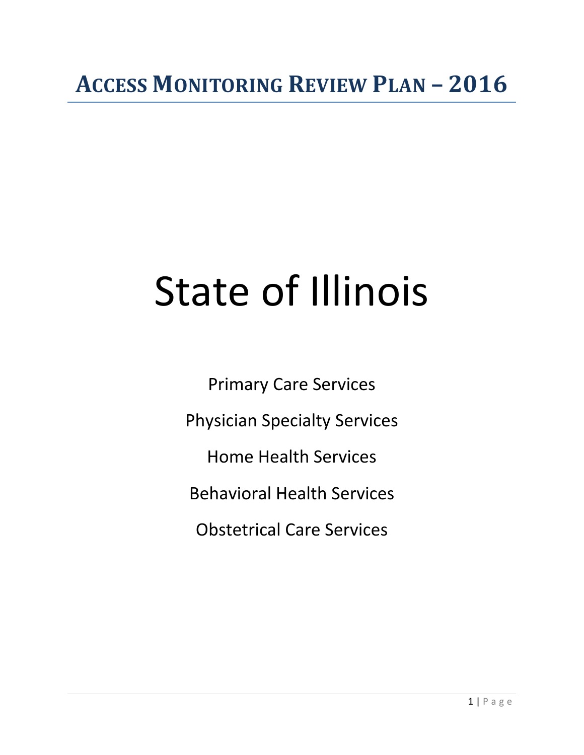# ACCESS MONITORING REVIEW PLAN – 2016

# State of Illinois

Primary Care Services

Physician Specialty Services

Home Health Services

Behavioral Health Services

Obstetrical Care Services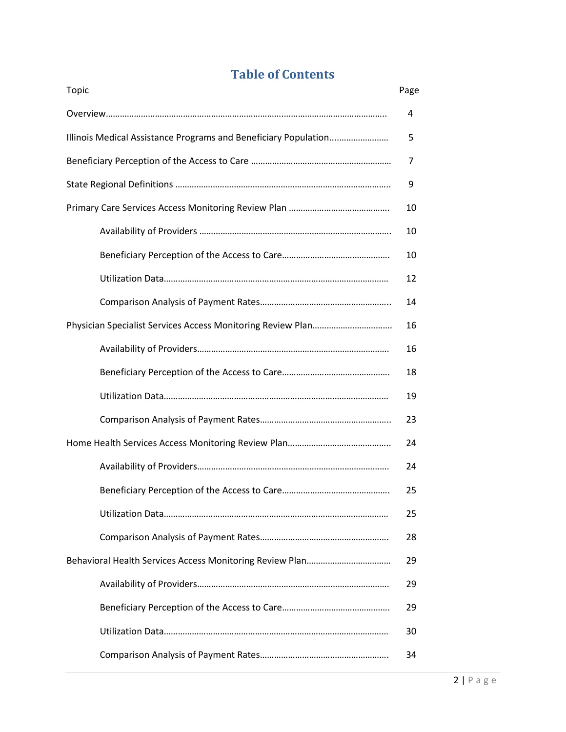# Table of Contents

| Topic | Page |
|---|---|
| Overview | 4 |
| Illinois Medical Assistance Programs and Beneficiary Population | 5 |
| Beneficiary Perception of the Access to Care | 7 |
| State Regional Definitions | 9 |
| Primary Care Services Access Monitoring Review Plan | 10 |
| Availability of Providers | 10 |
| Beneficiary Perception of the Access to Care | 10 |
| Utilization Data | 12 |
| Comparison Analysis of Payment Rates | 14 |
| Physician Specialist Services Access Monitoring Review Plan | 16 |
| Availability of Providers | 16 |
| Beneficiary Perception of the Access to Care | 18 |
| Utilization Data | 19 |
| Comparison Analysis of Payment Rates | 23 |
| Home Health Services Access Monitoring Review Plan | 24 |
| Availability of Providers | 24 |
| Beneficiary Perception of the Access to Care | 25 |
| Utilization Data | 25 |
| Comparison Analysis of Payment Rates | 28 |
| Behavioral Health Services Access Monitoring Review Plan | 29 |
| Availability of Providers | 29 |
| Beneficiary Perception of the Access to Care | 29 |
| Utilization Data | 30 |
| Comparison Analysis of Payment Rates | 34 |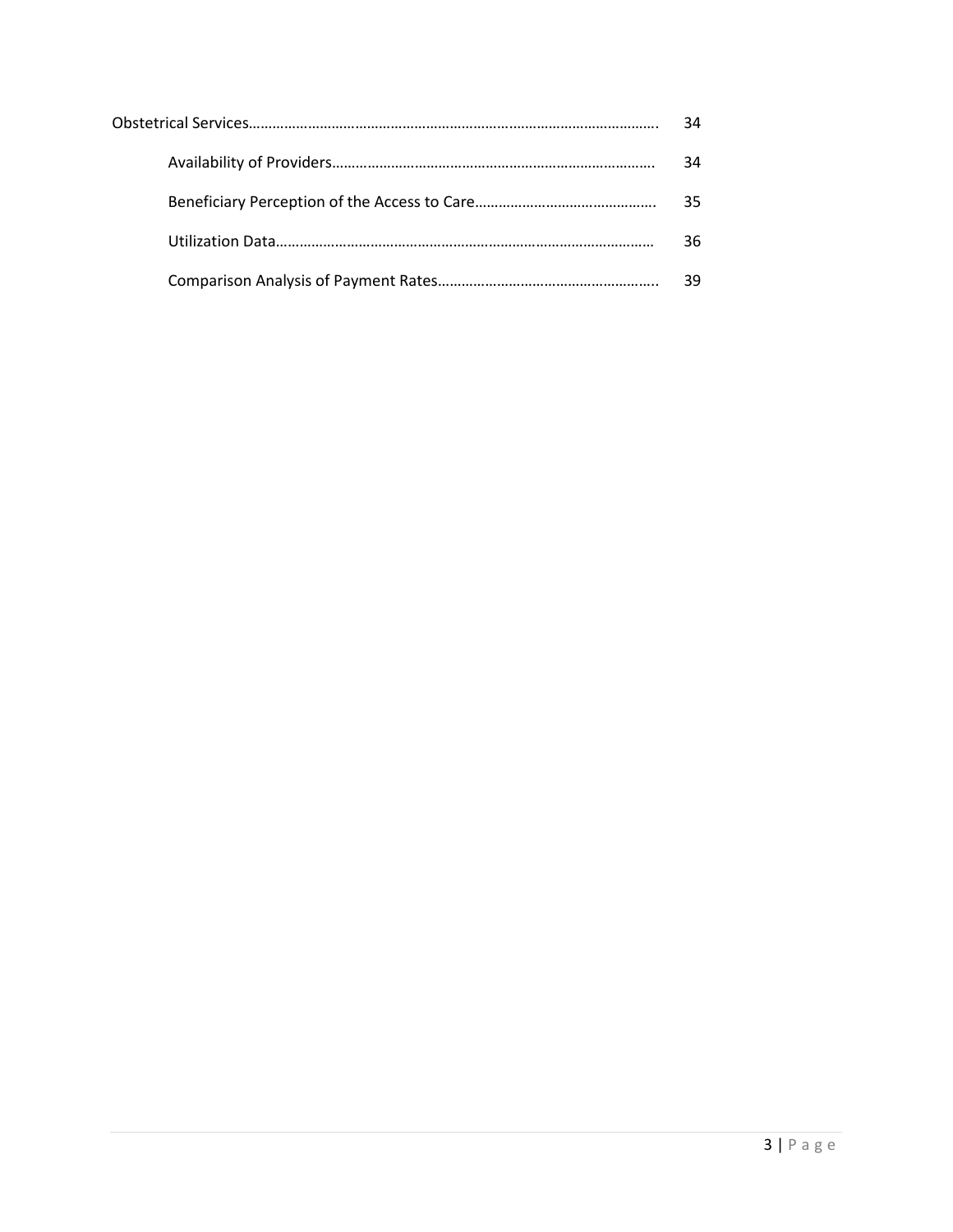| | |
|---|---|
| Obstetrical Services………………………………………………………………………………………. | 34 |
| Availability of Providers………………………………………………………………………. | 34 |
| Beneficiary Perception of the Access to Care………………………………………. | 35 |
| Utilization Data……………………………………………………………………………………… | 36 |
| Comparison Analysis of Payment Rates……………………………………………….. | 39 |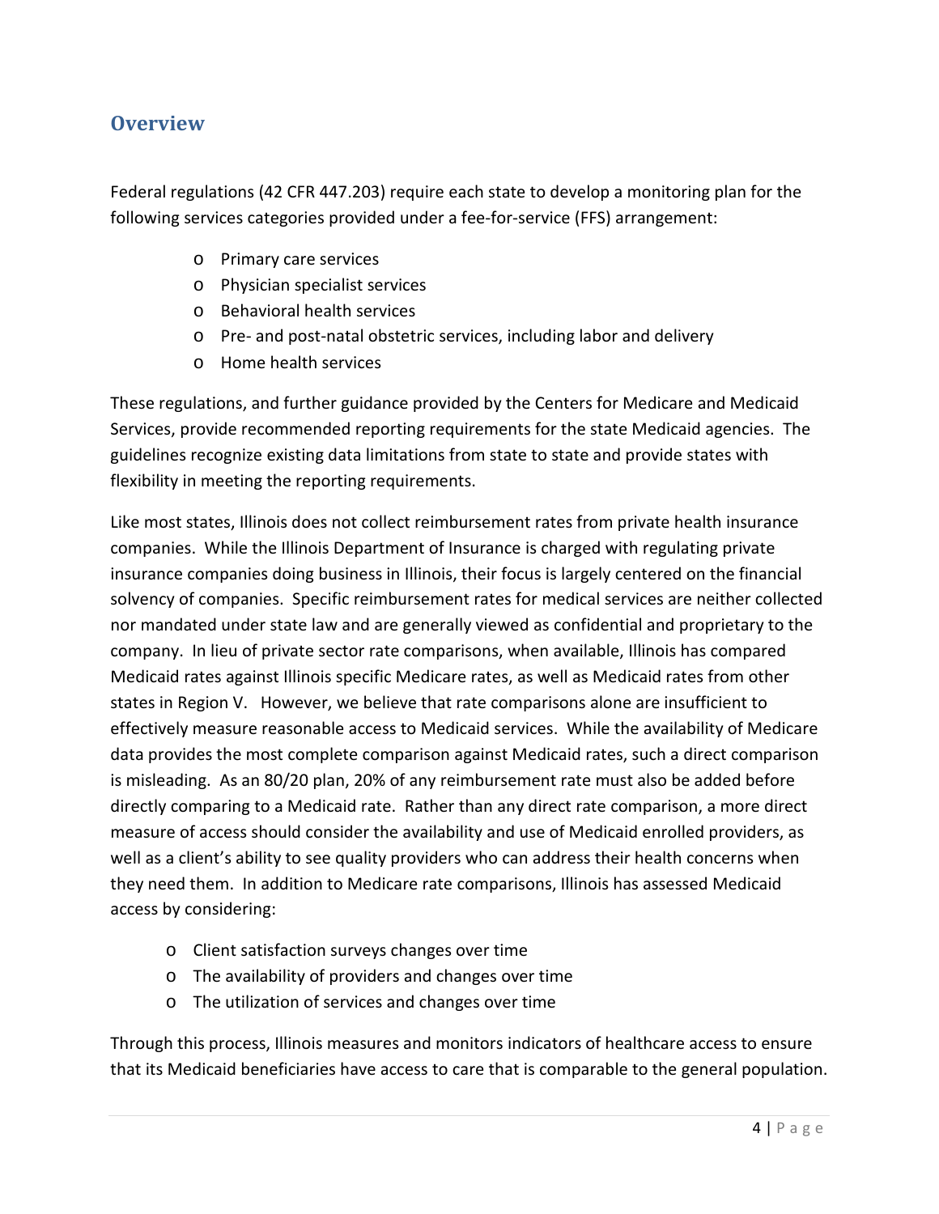## Overview

Federal regulations (42 CFR 447.203) require each state to develop a monitoring plan for the following services categories provided under a fee-for-service (FFS) arrangement:

- Primary care services
- Physician specialist services
- Behavioral health services
- Pre- and post-natal obstetric services, including labor and delivery
- Home health services

These regulations, and further guidance provided by the Centers for Medicare and Medicaid Services, provide recommended reporting requirements for the state Medicaid agencies. The guidelines recognize existing data limitations from state to state and provide states with flexibility in meeting the reporting requirements.

Like most states, Illinois does not collect reimbursement rates from private health insurance companies. While the Illinois Department of Insurance is charged with regulating private insurance companies doing business in Illinois, their focus is largely centered on the financial solvency of companies. Specific reimbursement rates for medical services are neither collected nor mandated under state law and are generally viewed as confidential and proprietary to the company. In lieu of private sector rate comparisons, when available, Illinois has compared Medicaid rates against Illinois specific Medicare rates, as well as Medicaid rates from other states in Region V. However, we believe that rate comparisons alone are insufficient to effectively measure reasonable access to Medicaid services. While the availability of Medicare data provides the most complete comparison against Medicaid rates, such a direct comparison is misleading. As an 80/20 plan, 20% of any reimbursement rate must also be added before directly comparing to a Medicaid rate. Rather than any direct rate comparison, a more direct measure of access should consider the availability and use of Medicaid enrolled providers, as well as a client's ability to see quality providers who can address their health concerns when they need them. In addition to Medicare rate comparisons, Illinois has assessed Medicaid access by considering:

- Client satisfaction surveys changes over time
- The availability of providers and changes over time
- The utilization of services and changes over time

Through this process, Illinois measures and monitors indicators of healthcare access to ensure that its Medicaid beneficiaries have access to care that is comparable to the general population.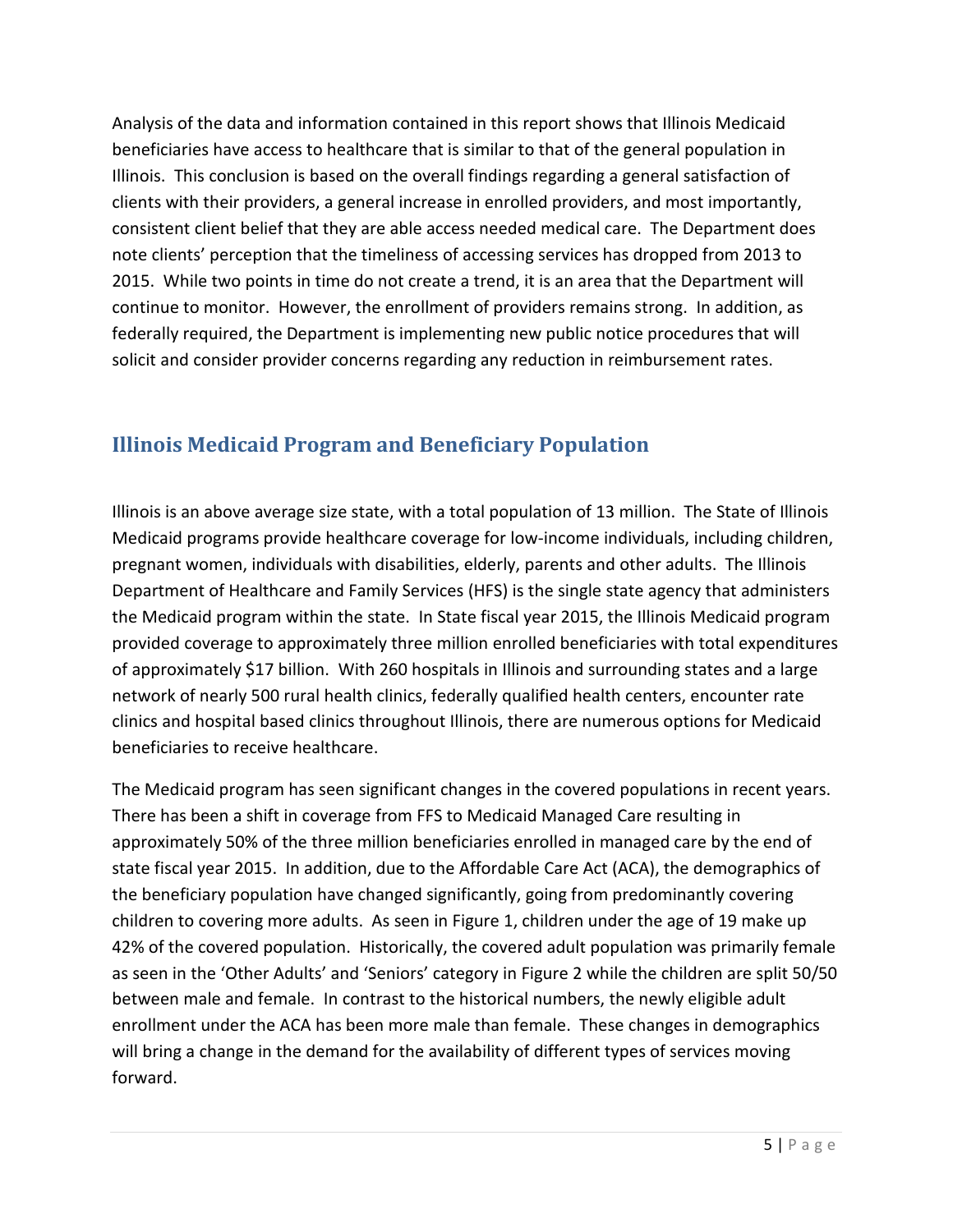Analysis of the data and information contained in this report shows that Illinois Medicaid beneficiaries have access to healthcare that is similar to that of the general population in Illinois. This conclusion is based on the overall findings regarding a general satisfaction of clients with their providers, a general increase in enrolled providers, and most importantly, consistent client belief that they are able access needed medical care. The Department does note clients' perception that the timeliness of accessing services has dropped from 2013 to 2015. While two points in time do not create a trend, it is an area that the Department will continue to monitor. However, the enrollment of providers remains strong. In addition, as federally required, the Department is implementing new public notice procedures that will solicit and consider provider concerns regarding any reduction in reimbursement rates.

## Illinois Medicaid Program and Beneficiary Population

Illinois is an above average size state, with a total population of 13 million. The State of Illinois Medicaid programs provide healthcare coverage for low-income individuals, including children, pregnant women, individuals with disabilities, elderly, parents and other adults. The Illinois Department of Healthcare and Family Services (HFS) is the single state agency that administers the Medicaid program within the state. In State fiscal year 2015, the Illinois Medicaid program provided coverage to approximately three million enrolled beneficiaries with total expenditures of approximately $17 billion. With 260 hospitals in Illinois and surrounding states and a large network of nearly 500 rural health clinics, federally qualified health centers, encounter rate clinics and hospital based clinics throughout Illinois, there are numerous options for Medicaid beneficiaries to receive healthcare.

The Medicaid program has seen significant changes in the covered populations in recent years. There has been a shift in coverage from FFS to Medicaid Managed Care resulting in approximately 50% of the three million beneficiaries enrolled in managed care by the end of state fiscal year 2015. In addition, due to the Affordable Care Act (ACA), the demographics of the beneficiary population have changed significantly, going from predominantly covering children to covering more adults. As seen in Figure 1, children under the age of 19 make up 42% of the covered population. Historically, the covered adult population was primarily female as seen in the 'Other Adults' and 'Seniors' category in Figure 2 while the children are split 50/50 between male and female. In contrast to the historical numbers, the newly eligible adult enrollment under the ACA has been more male than female. These changes in demographics will bring a change in the demand for the availability of different types of services moving forward.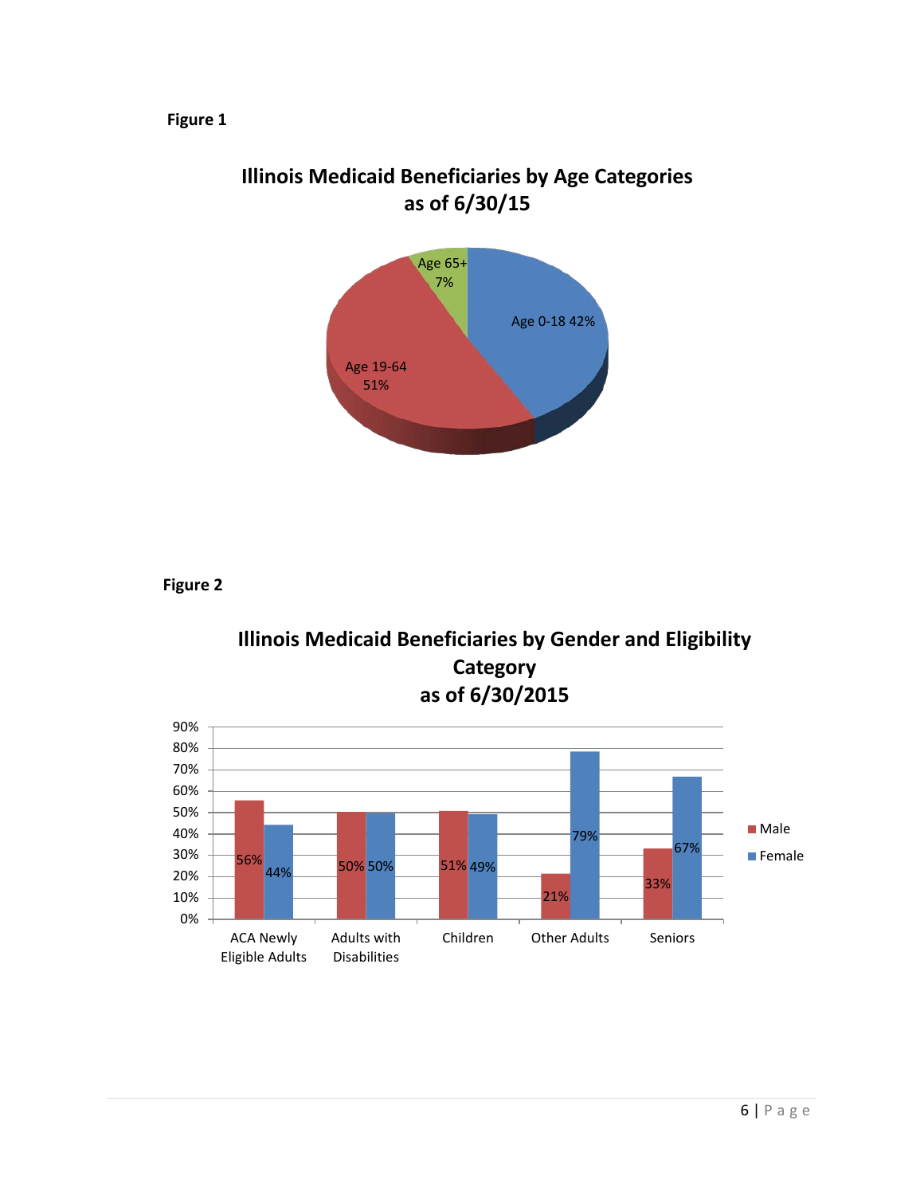**Figure 1**

**Illinois Medicaid Beneficiaries by Age Categories as of 6/30/15**

| Age Category | Percent |
| --- | --- |
| Age 0-18 | 42% |
| Age 19-64 | 51% |
| Age 65+ | 7% |

**Figure 2**

**Illinois Medicaid Beneficiaries by Gender and Eligibility Category as of 6/30/2015**

| Eligibility Category | Male | Female |
| --- | --- | --- |
| ACA Newly Eligible Adults | 56% | 44% |
| Adults with Disabilities | 50% | 50% |
| Children | 51% | 49% |
| Other Adults | 21% | 79% |
| Seniors | 33% | 67% |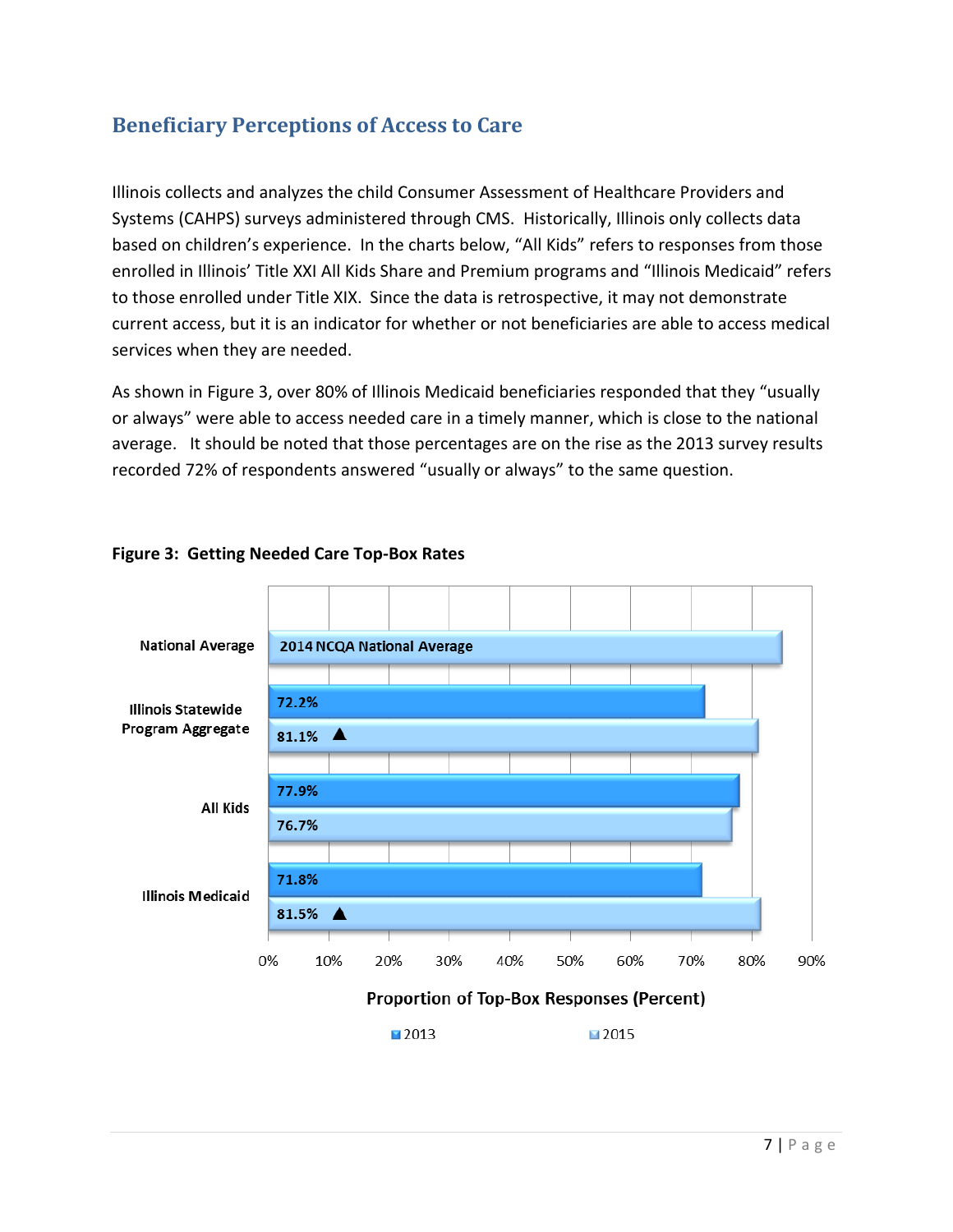## Beneficiary Perceptions of Access to Care

Illinois collects and analyzes the child Consumer Assessment of Healthcare Providers and Systems (CAHPS) surveys administered through CMS. Historically, Illinois only collects data based on children's experience. In the charts below, "All Kids" refers to responses from those enrolled in Illinois' Title XXI All Kids Share and Premium programs and "Illinois Medicaid" refers to those enrolled under Title XIX. Since the data is retrospective, it may not demonstrate current access, but it is an indicator for whether or not beneficiaries are able to access medical services when they are needed.

As shown in Figure 3, over 80% of Illinois Medicaid beneficiaries responded that they "usually or always" were able to access needed care in a timely manner, which is close to the national average. It should be noted that those percentages are on the rise as the 2013 survey results recorded 72% of respondents answered "usually or always" to the same question.

**Figure 3: Getting Needed Care Top-Box Rates**

| | 2013 | 2015 |
|---|---|---|
| National Average | 2014 NCQA National Average | |
| Illinois Statewide Program Aggregate | 72.2% | 81.1% ▲ |
| All Kids | 77.9% | 76.7% |
| Illinois Medicaid | 71.8% | 81.5% ▲ |

Proportion of Top-Box Responses (Percent)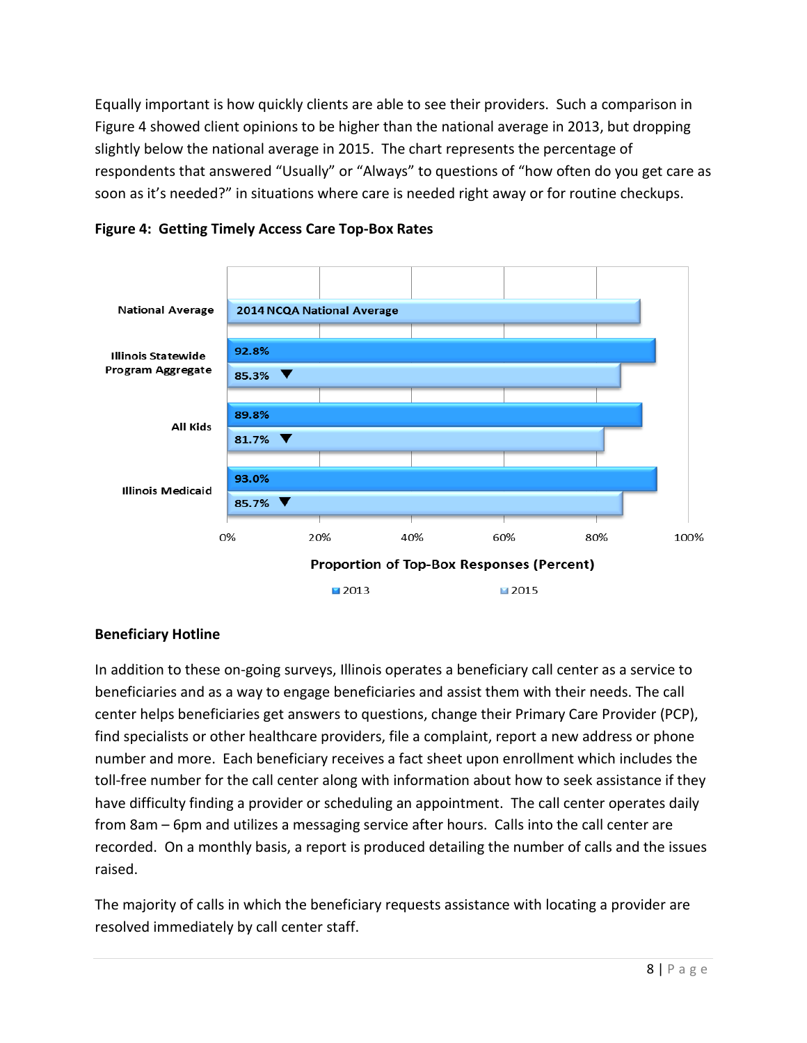Equally important is how quickly clients are able to see their providers. Such a comparison in Figure 4 showed client opinions to be higher than the national average in 2013, but dropping slightly below the national average in 2015. The chart represents the percentage of respondents that answered "Usually" or "Always" to questions of "how often do you get care as soon as it's needed?" in situations where care is needed right away or for routine checkups.

**Figure 4: Getting Timely Access Care Top-Box Rates**

| | 2013 | 2015 |
|---|---|---|
| National Average | 2014 NCQA National Average | |
| Illinois Statewide Program Aggregate | 92.8% | 85.3% ▼ |
| All Kids | 89.8% | 81.7% ▼ |
| Illinois Medicaid | 93.0% | 85.7% ▼ |

Proportion of Top-Box Responses (Percent)

## Beneficiary Hotline

In addition to these on-going surveys, Illinois operates a beneficiary call center as a service to beneficiaries and as a way to engage beneficiaries and assist them with their needs. The call center helps beneficiaries get answers to questions, change their Primary Care Provider (PCP), find specialists or other healthcare providers, file a complaint, report a new address or phone number and more. Each beneficiary receives a fact sheet upon enrollment which includes the toll-free number for the call center along with information about how to seek assistance if they have difficulty finding a provider or scheduling an appointment. The call center operates daily from 8am – 6pm and utilizes a messaging service after hours. Calls into the call center are recorded. On a monthly basis, a report is produced detailing the number of calls and the issues raised.

The majority of calls in which the beneficiary requests assistance with locating a provider are resolved immediately by call center staff.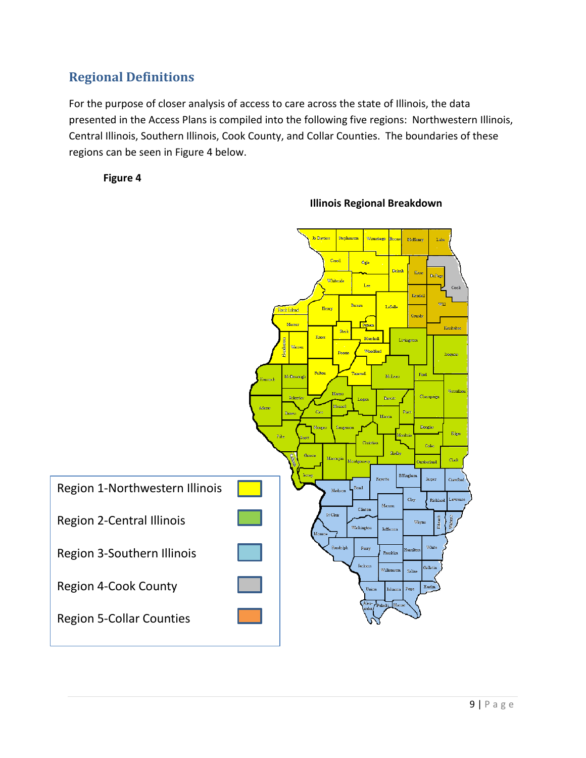## Regional Definitions

For the purpose of closer analysis of access to care across the state of Illinois, the data presented in the Access Plans is compiled into the following five regions: Northwestern Illinois, Central Illinois, Southern Illinois, Cook County, and Collar Counties. The boundaries of these regions can be seen in Figure 4 below.

**Figure 4**

**Illinois Regional Breakdown**

Region 1-Northwestern Illinois

Region 2-Central Illinois

Region 3-Southern Illinois

Region 4-Cook County

Region 5-Collar Counties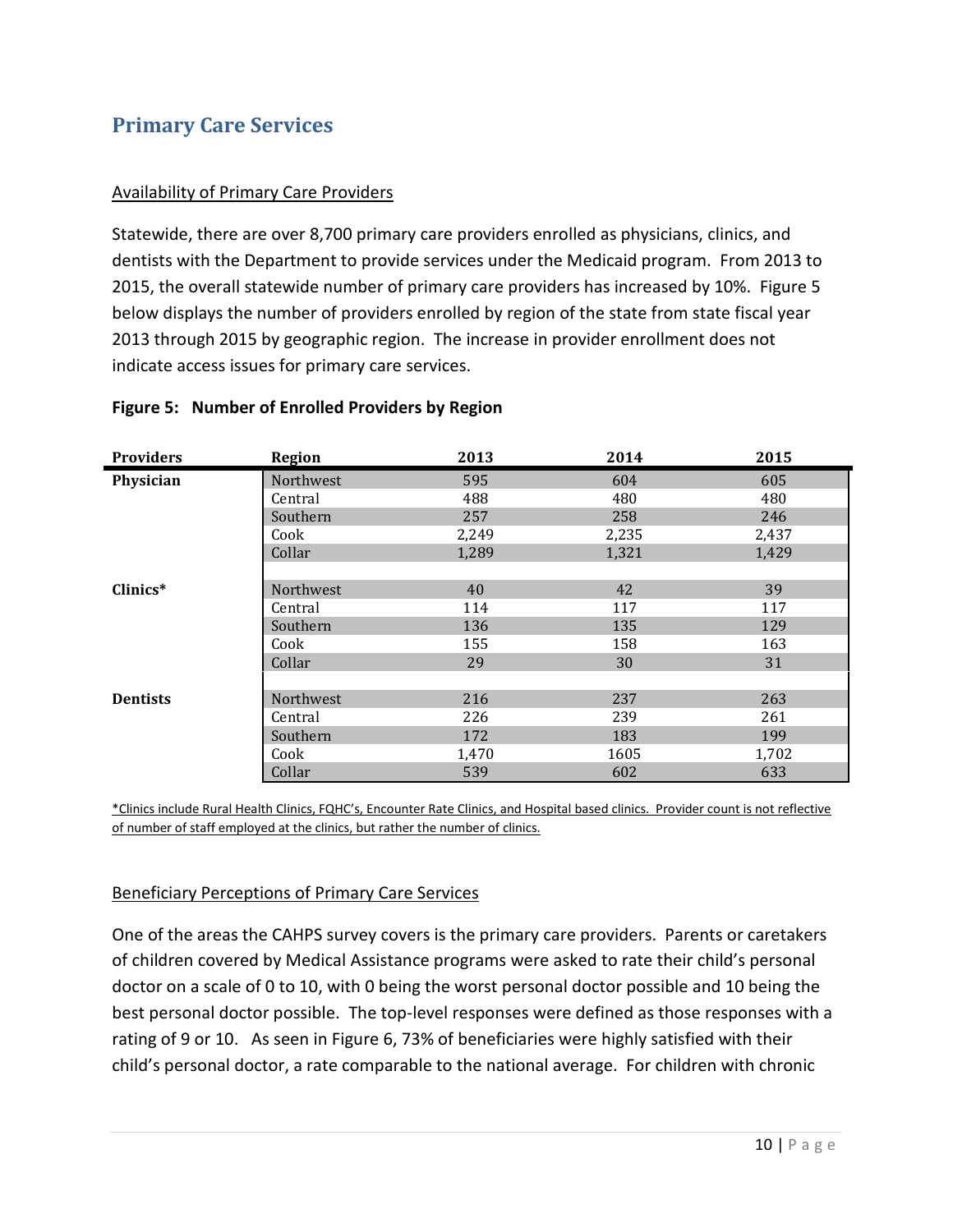## Primary Care Services

### Availability of Primary Care Providers

Statewide, there are over 8,700 primary care providers enrolled as physicians, clinics, and dentists with the Department to provide services under the Medicaid program. From 2013 to 2015, the overall statewide number of primary care providers has increased by 10%. Figure 5 below displays the number of providers enrolled by region of the state from state fiscal year 2013 through 2015 by geographic region. The increase in provider enrollment does not indicate access issues for primary care services.

**Figure 5: Number of Enrolled Providers by Region**

| Providers | Region | 2013 | 2014 | 2015 |
|---|---|---|---|---|
| **Physician** | Northwest | 595 | 604 | 605 |
| | Central | 488 | 480 | 480 |
| | Southern | 257 | 258 | 246 |
| | Cook | 2,249 | 2,235 | 2,437 |
| | Collar | 1,289 | 1,321 | 1,429 |
| **Clinics*** | Northwest | 40 | 42 | 39 |
| | Central | 114 | 117 | 117 |
| | Southern | 136 | 135 | 129 |
| | Cook | 155 | 158 | 163 |
| | Collar | 29 | 30 | 31 |
| **Dentists** | Northwest | 216 | 237 | 263 |
| | Central | 226 | 239 | 261 |
| | Southern | 172 | 183 | 199 |
| | Cook | 1,470 | 1605 | 1,702 |
| | Collar | 539 | 602 | 633 |

*Clinics include Rural Health Clinics, FQHC's, Encounter Rate Clinics, and Hospital based clinics. Provider count is not reflective of number of staff employed at the clinics, but rather the number of clinics.

### Beneficiary Perceptions of Primary Care Services

One of the areas the CAHPS survey covers is the primary care providers. Parents or caretakers of children covered by Medical Assistance programs were asked to rate their child's personal doctor on a scale of 0 to 10, with 0 being the worst personal doctor possible and 10 being the best personal doctor possible. The top-level responses were defined as those responses with a rating of 9 or 10. As seen in Figure 6, 73% of beneficiaries were highly satisfied with their child's personal doctor, a rate comparable to the national average. For children with chronic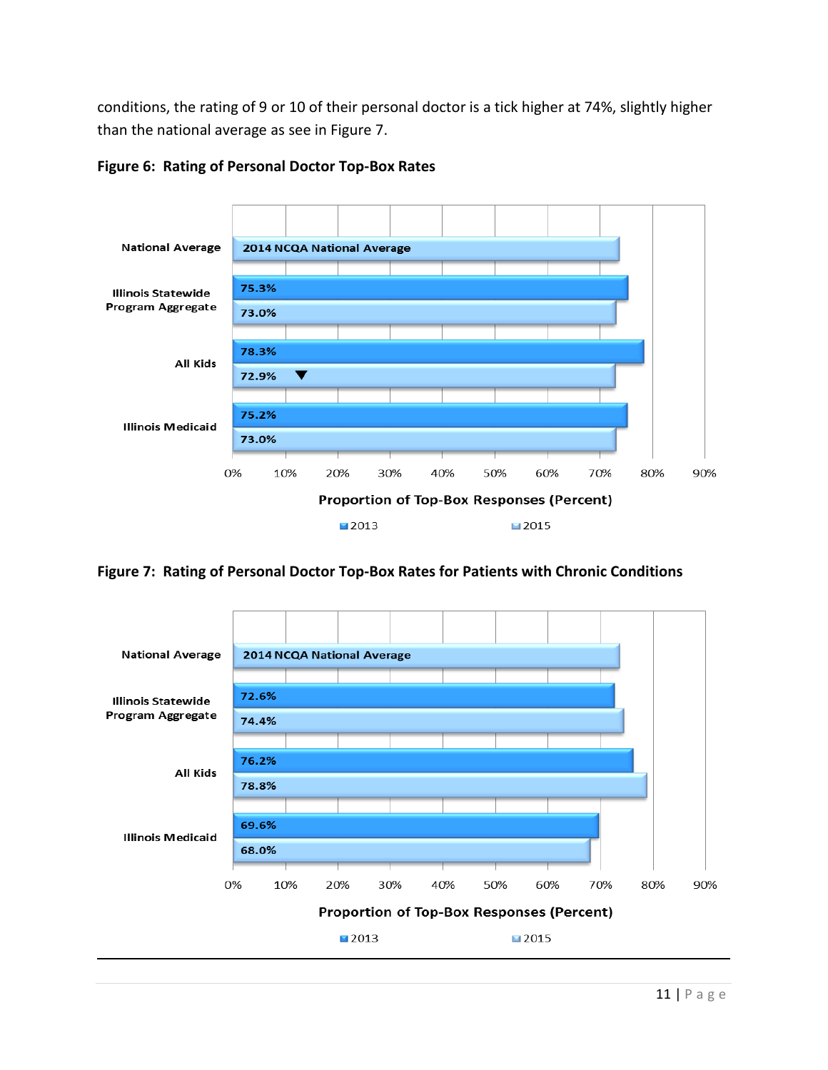conditions, the rating of 9 or 10 of their personal doctor is a tick higher at 74%, slightly higher than the national average as see in Figure 7.

**Figure 6: Rating of Personal Doctor Top-Box Rates**

| | 2013 | 2015 |
|---|---|---|
| National Average | | 2014 NCQA National Average |
| Illinois Statewide Program Aggregate | 75.3% | 73.0% |
| All Kids | 78.3% | 72.9% ▼ |
| Illinois Medicaid | 75.2% | 73.0% |

Proportion of Top-Box Responses (Percent)

**Figure 7: Rating of Personal Doctor Top-Box Rates for Patients with Chronic Conditions**

| | 2013 | 2015 |
|---|---|---|
| National Average | | 2014 NCQA National Average |
| Illinois Statewide Program Aggregate | 72.6% | 74.4% |
| All Kids | 76.2% | 78.8% |
| Illinois Medicaid | 69.6% | 68.0% |

Proportion of Top-Box Responses (Percent)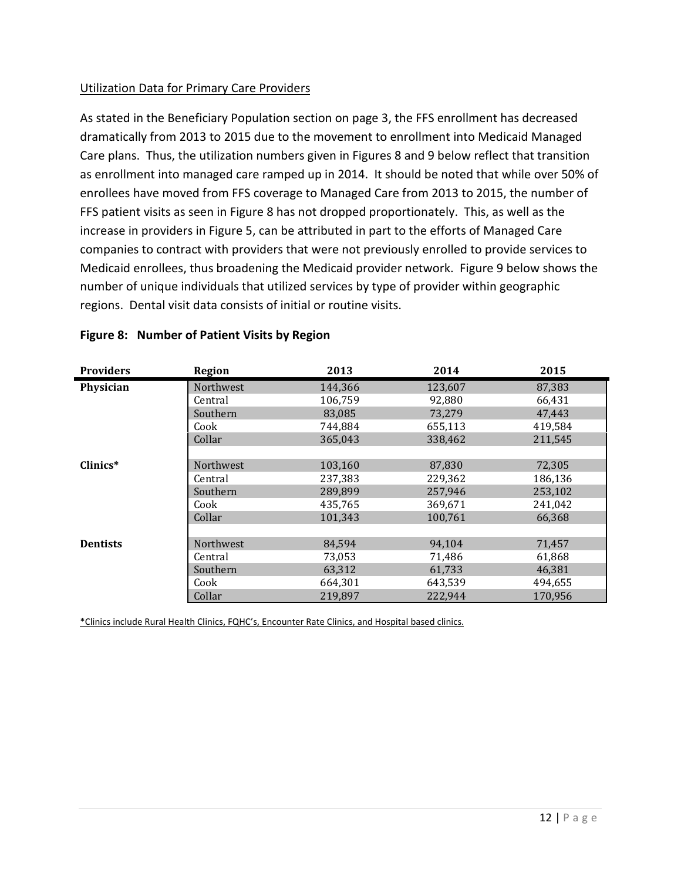Utilization Data for Primary Care Providers

As stated in the Beneficiary Population section on page 3, the FFS enrollment has decreased dramatically from 2013 to 2015 due to the movement to enrollment into Medicaid Managed Care plans. Thus, the utilization numbers given in Figures 8 and 9 below reflect that transition as enrollment into managed care ramped up in 2014. It should be noted that while over 50% of enrollees have moved from FFS coverage to Managed Care from 2013 to 2015, the number of FFS patient visits as seen in Figure 8 has not dropped proportionately. This, as well as the increase in providers in Figure 5, can be attributed in part to the efforts of Managed Care companies to contract with providers that were not previously enrolled to provide services to Medicaid enrollees, thus broadening the Medicaid provider network. Figure 9 below shows the number of unique individuals that utilized services by type of provider within geographic regions. Dental visit data consists of initial or routine visits.

**Figure 8: Number of Patient Visits by Region**

| Providers | Region | 2013 | 2014 | 2015 |
|---|---|---|---|---|
| **Physician** | Northwest | 144,366 | 123,607 | 87,383 |
| | Central | 106,759 | 92,880 | 66,431 |
| | Southern | 83,085 | 73,279 | 47,443 |
| | Cook | 744,884 | 655,113 | 419,584 |
| | Collar | 365,043 | 338,462 | 211,545 |
| | | | | |
| **Clinics*** | Northwest | 103,160 | 87,830 | 72,305 |
| | Central | 237,383 | 229,362 | 186,136 |
| | Southern | 289,899 | 257,946 | 253,102 |
| | Cook | 435,765 | 369,671 | 241,042 |
| | Collar | 101,343 | 100,761 | 66,368 |
| | | | | |
| **Dentists** | Northwest | 84,594 | 94,104 | 71,457 |
| | Central | 73,053 | 71,486 | 61,868 |
| | Southern | 63,312 | 61,733 | 46,381 |
| | Cook | 664,301 | 643,539 | 494,655 |
| | Collar | 219,897 | 222,944 | 170,956 |

*Clinics include Rural Health Clinics, FQHC's, Encounter Rate Clinics, and Hospital based clinics.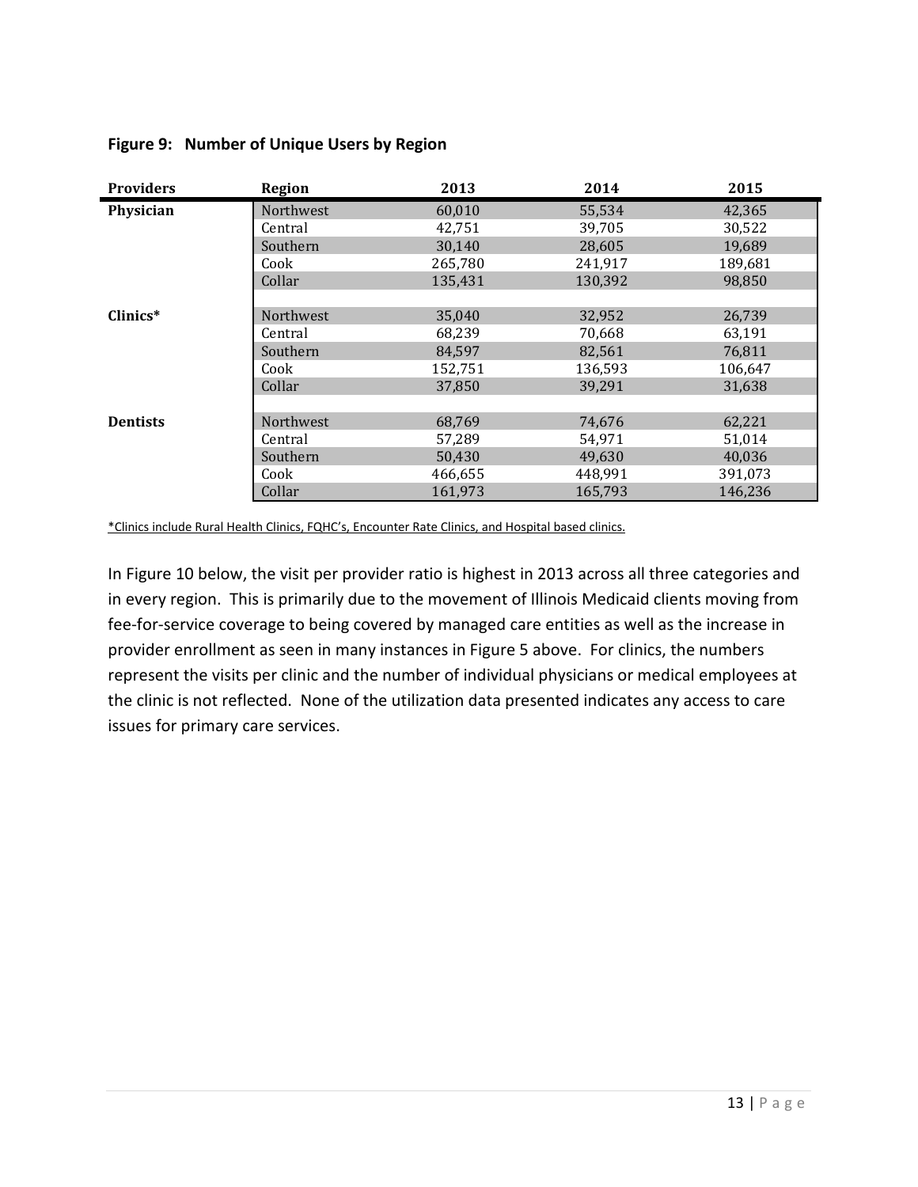**Figure 9: Number of Unique Users by Region**

| Providers | Region | 2013 | 2014 | 2015 |
|---|---|---|---|---|
| **Physician** | Northwest | 60,010 | 55,534 | 42,365 |
| | Central | 42,751 | 39,705 | 30,522 |
| | Southern | 30,140 | 28,605 | 19,689 |
| | Cook | 265,780 | 241,917 | 189,681 |
| | Collar | 135,431 | 130,392 | 98,850 |
| | | | | |
| **Clinics*** | Northwest | 35,040 | 32,952 | 26,739 |
| | Central | 68,239 | 70,668 | 63,191 |
| | Southern | 84,597 | 82,561 | 76,811 |
| | Cook | 152,751 | 136,593 | 106,647 |
| | Collar | 37,850 | 39,291 | 31,638 |
| | | | | |
| **Dentists** | Northwest | 68,769 | 74,676 | 62,221 |
| | Central | 57,289 | 54,971 | 51,014 |
| | Southern | 50,430 | 49,630 | 40,036 |
| | Cook | 466,655 | 448,991 | 391,073 |
| | Collar | 161,973 | 165,793 | 146,236 |

*Clinics include Rural Health Clinics, FQHC's, Encounter Rate Clinics, and Hospital based clinics.

In Figure 10 below, the visit per provider ratio is highest in 2013 across all three categories and in every region. This is primarily due to the movement of Illinois Medicaid clients moving from fee-for-service coverage to being covered by managed care entities as well as the increase in provider enrollment as seen in many instances in Figure 5 above. For clinics, the numbers represent the visits per clinic and the number of individual physicians or medical employees at the clinic is not reflected. None of the utilization data presented indicates any access to care issues for primary care services.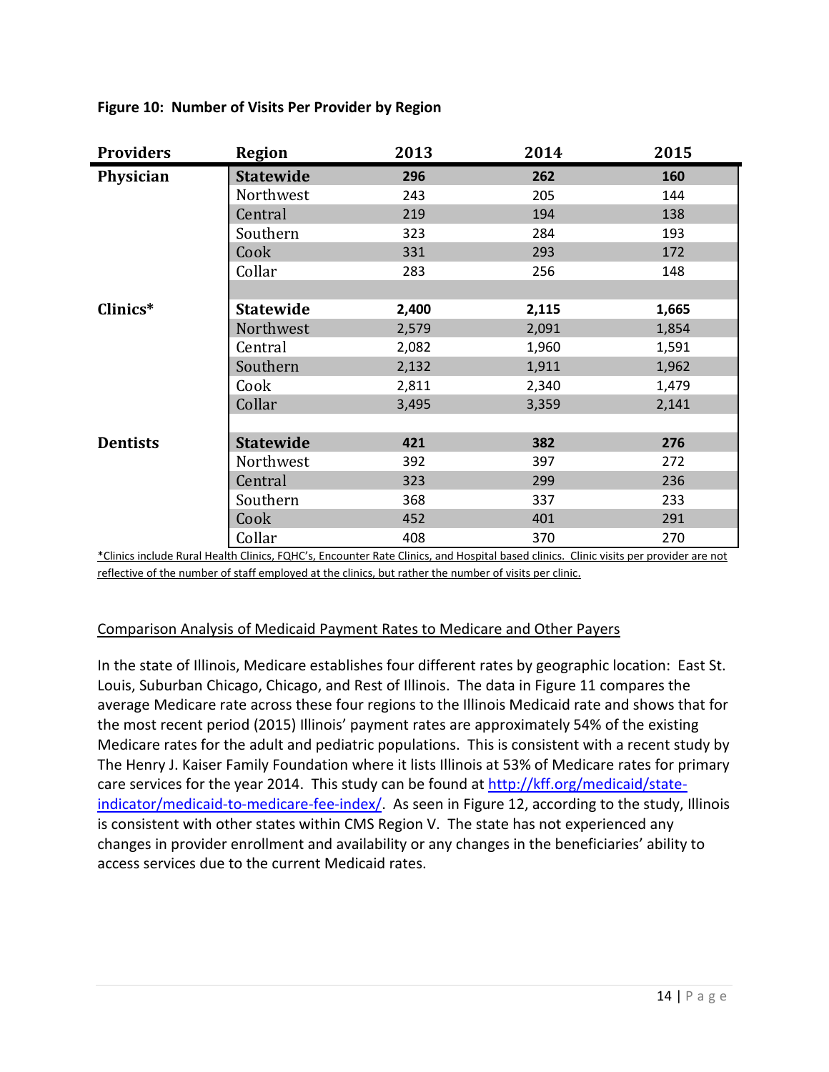**Figure 10: Number of Visits Per Provider by Region**

| Providers | Region | 2013 | 2014 | 2015 |
|---|---|---|---|---|
| **Physician** | **Statewide** | **296** | **262** | **160** |
| | Northwest | 243 | 205 | 144 |
| | Central | 219 | 194 | 138 |
| | Southern | 323 | 284 | 193 |
| | Cook | 331 | 293 | 172 |
| | Collar | 283 | 256 | 148 |
| | | | | |
| **Clinics*** | **Statewide** | **2,400** | **2,115** | **1,665** |
| | Northwest | 2,579 | 2,091 | 1,854 |
| | Central | 2,082 | 1,960 | 1,591 |
| | Southern | 2,132 | 1,911 | 1,962 |
| | Cook | 2,811 | 2,340 | 1,479 |
| | Collar | 3,495 | 3,359 | 2,141 |
| | | | | |
| **Dentists** | **Statewide** | **421** | **382** | **276** |
| | Northwest | 392 | 397 | 272 |
| | Central | 323 | 299 | 236 |
| | Southern | 368 | 337 | 233 |
| | Cook | 452 | 401 | 291 |
| | Collar | 408 | 370 | 270 |

*Clinics include Rural Health Clinics, FQHC's, Encounter Rate Clinics, and Hospital based clinics. Clinic visits per provider are not reflective of the number of staff employed at the clinics, but rather the number of visits per clinic.

## Comparison Analysis of Medicaid Payment Rates to Medicare and Other Payers

In the state of Illinois, Medicare establishes four different rates by geographic location: East St. Louis, Suburban Chicago, Chicago, and Rest of Illinois. The data in Figure 11 compares the average Medicare rate across these four regions to the Illinois Medicaid rate and shows that for the most recent period (2015) Illinois' payment rates are approximately 54% of the existing Medicare rates for the adult and pediatric populations. This is consistent with a recent study by The Henry J. Kaiser Family Foundation where it lists Illinois at 53% of Medicare rates for primary care services for the year 2014. This study can be found at http://kff.org/medicaid/state-indicator/medicaid-to-medicare-fee-index/. As seen in Figure 12, according to the study, Illinois is consistent with other states within CMS Region V. The state has not experienced any changes in provider enrollment and availability or any changes in the beneficiaries' ability to access services due to the current Medicaid rates.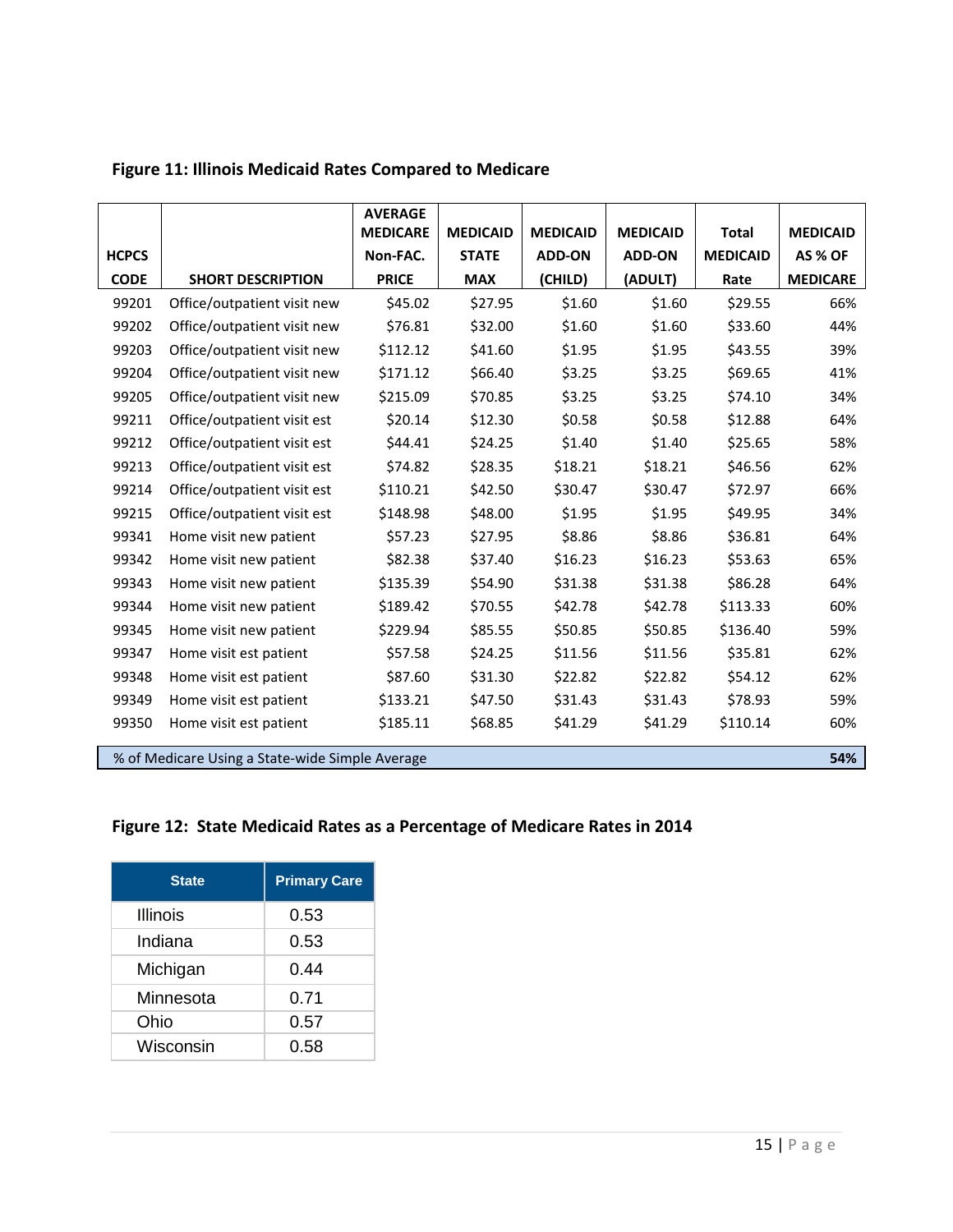**Figure 11: Illinois Medicaid Rates Compared to Medicare**

| HCPCS CODE | SHORT DESCRIPTION | AVERAGE MEDICARE Non-FAC. PRICE | MEDICAID STATE MAX | MEDICAID ADD-ON (CHILD) | MEDICAID ADD-ON (ADULT) | Total MEDICAID Rate | MEDICAID AS % OF MEDICARE |
|---|---|---|---|---|---|---|---|
| 99201 | Office/outpatient visit new | $45.02 | $27.95 | $1.60 | $1.60 | $29.55 | 66% |
| 99202 | Office/outpatient visit new | $76.81 | $32.00 | $1.60 | $1.60 | $33.60 | 44% |
| 99203 | Office/outpatient visit new | $112.12 | $41.60 | $1.95 | $1.95 | $43.55 | 39% |
| 99204 | Office/outpatient visit new | $171.12 | $66.40 | $3.25 | $3.25 | $69.65 | 41% |
| 99205 | Office/outpatient visit new | $215.09 | $70.85 | $3.25 | $3.25 | $74.10 | 34% |
| 99211 | Office/outpatient visit est | $20.14 | $12.30 | $0.58 | $0.58 | $12.88 | 64% |
| 99212 | Office/outpatient visit est | $44.41 | $24.25 | $1.40 | $1.40 | $25.65 | 58% |
| 99213 | Office/outpatient visit est | $74.82 | $28.35 | $18.21 | $18.21 | $46.56 | 62% |
| 99214 | Office/outpatient visit est | $110.21 | $42.50 | $30.47 | $30.47 | $72.97 | 66% |
| 99215 | Office/outpatient visit est | $148.98 | $48.00 | $1.95 | $1.95 | $49.95 | 34% |
| 99341 | Home visit new patient | $57.23 | $27.95 | $8.86 | $8.86 | $36.81 | 64% |
| 99342 | Home visit new patient | $82.38 | $37.40 | $16.23 | $16.23 | $53.63 | 65% |
| 99343 | Home visit new patient | $135.39 | $54.90 | $31.38 | $31.38 | $86.28 | 64% |
| 99344 | Home visit new patient | $189.42 | $70.55 | $42.78 | $42.78 | $113.33 | 60% |
| 99345 | Home visit new patient | $229.94 | $85.55 | $50.85 | $50.85 | $136.40 | 59% |
| 99347 | Home visit est patient | $57.58 | $24.25 | $11.56 | $11.56 | $35.81 | 62% |
| 99348 | Home visit est patient | $87.60 | $31.30 | $22.82 | $22.82 | $54.12 | 62% |
| 99349 | Home visit est patient | $133.21 | $47.50 | $31.43 | $31.43 | $78.93 | 59% |
| 99350 | Home visit est patient | $185.11 | $68.85 | $41.29 | $41.29 | $110.14 | 60% |
| % of Medicare Using a State-wide Simple Average | | | | | | | **54%** |

**Figure 12: State Medicaid Rates as a Percentage of Medicare Rates in 2014**

| State | Primary Care |
|---|---|
| Illinois | 0.53 |
| Indiana | 0.53 |
| Michigan | 0.44 |
| Minnesota | 0.71 |
| Ohio | 0.57 |
| Wisconsin | 0.58 |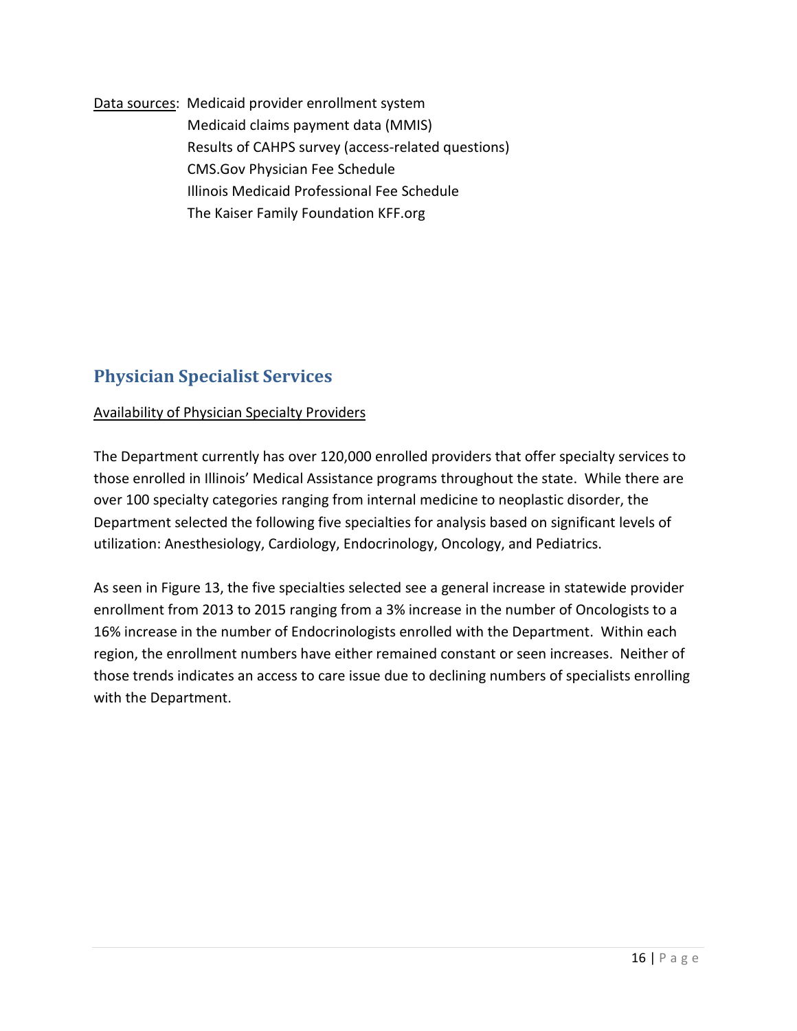Data sources: Medicaid provider enrollment system
Medicaid claims payment data (MMIS)
Results of CAHPS survey (access-related questions)
CMS.Gov Physician Fee Schedule
Illinois Medicaid Professional Fee Schedule
The Kaiser Family Foundation KFF.org

## Physician Specialist Services

Availability of Physician Specialty Providers

The Department currently has over 120,000 enrolled providers that offer specialty services to those enrolled in Illinois' Medical Assistance programs throughout the state. While there are over 100 specialty categories ranging from internal medicine to neoplastic disorder, the Department selected the following five specialties for analysis based on significant levels of utilization: Anesthesiology, Cardiology, Endocrinology, Oncology, and Pediatrics.

As seen in Figure 13, the five specialties selected see a general increase in statewide provider enrollment from 2013 to 2015 ranging from a 3% increase in the number of Oncologists to a 16% increase in the number of Endocrinologists enrolled with the Department. Within each region, the enrollment numbers have either remained constant or seen increases. Neither of those trends indicates an access to care issue due to declining numbers of specialists enrolling with the Department.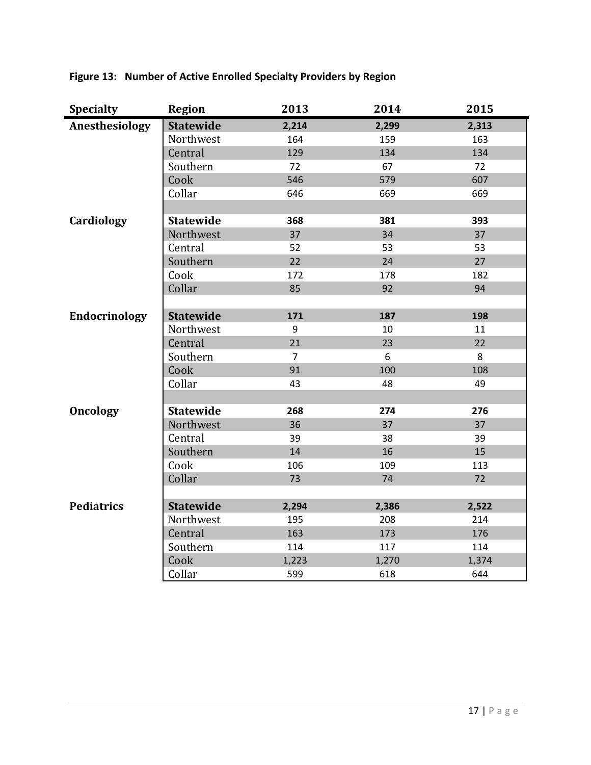**Figure 13: Number of Active Enrolled Specialty Providers by Region**

| Specialty | Region | 2013 | 2014 | 2015 |
|---|---|---|---|---|
| **Anesthesiology** | **Statewide** | **2,214** | **2,299** | **2,313** |
| | Northwest | 164 | 159 | 163 |
| | Central | 129 | 134 | 134 |
| | Southern | 72 | 67 | 72 |
| | Cook | 546 | 579 | 607 |
| | Collar | 646 | 669 | 669 |
| | | | | |
| **Cardiology** | **Statewide** | **368** | **381** | **393** |
| | Northwest | 37 | 34 | 37 |
| | Central | 52 | 53 | 53 |
| | Southern | 22 | 24 | 27 |
| | Cook | 172 | 178 | 182 |
| | Collar | 85 | 92 | 94 |
| | | | | |
| **Endocrinology** | **Statewide** | **171** | **187** | **198** |
| | Northwest | 9 | 10 | 11 |
| | Central | 21 | 23 | 22 |
| | Southern | 7 | 6 | 8 |
| | Cook | 91 | 100 | 108 |
| | Collar | 43 | 48 | 49 |
| | | | | |
| **Oncology** | **Statewide** | **268** | **274** | **276** |
| | Northwest | 36 | 37 | 37 |
| | Central | 39 | 38 | 39 |
| | Southern | 14 | 16 | 15 |
| | Cook | 106 | 109 | 113 |
| | Collar | 73 | 74 | 72 |
| | | | | |
| **Pediatrics** | **Statewide** | **2,294** | **2,386** | **2,522** |
| | Northwest | 195 | 208 | 214 |
| | Central | 163 | 173 | 176 |
| | Southern | 114 | 117 | 114 |
| | Cook | 1,223 | 1,270 | 1,374 |
| | Collar | 599 | 618 | 644 |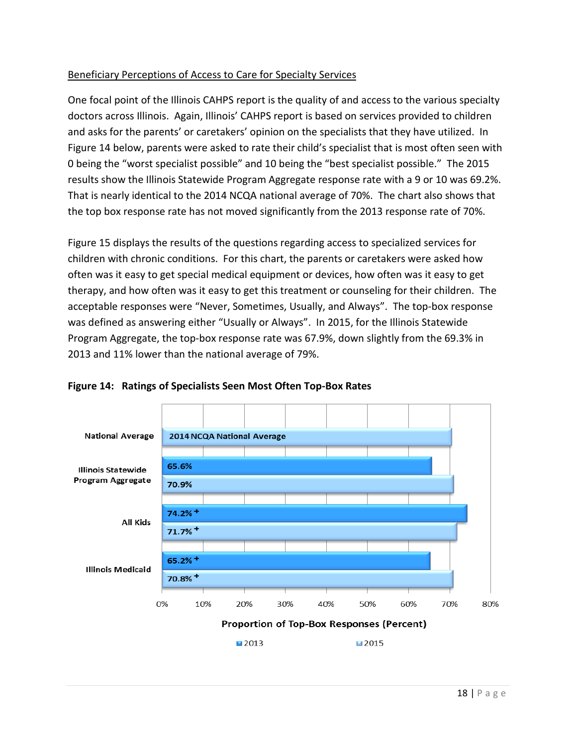Beneficiary Perceptions of Access to Care for Specialty Services

One focal point of the Illinois CAHPS report is the quality of and access to the various specialty doctors across Illinois. Again, Illinois' CAHPS report is based on services provided to children and asks for the parents' or caretakers' opinion on the specialists that they have utilized. In Figure 14 below, parents were asked to rate their child's specialist that is most often seen with 0 being the "worst specialist possible" and 10 being the "best specialist possible." The 2015 results show the Illinois Statewide Program Aggregate response rate with a 9 or 10 was 69.2%. That is nearly identical to the 2014 NCQA national average of 70%. The chart also shows that the top box response rate has not moved significantly from the 2013 response rate of 70%.

Figure 15 displays the results of the questions regarding access to specialized services for children with chronic conditions. For this chart, the parents or caretakers were asked how often was it easy to get special medical equipment or devices, how often was it easy to get therapy, and how often was it easy to get this treatment or counseling for their children. The acceptable responses were "Never, Sometimes, Usually, and Always". The top-box response was defined as answering either "Usually or Always". In 2015, for the Illinois Statewide Program Aggregate, the top-box response rate was 67.9%, down slightly from the 69.3% in 2013 and 11% lower than the national average of 79%.

**Figure 14: Ratings of Specialists Seen Most Often Top-Box Rates**

| | 2013 | 2015 |
|---|---|---|
| National Average | | 2014 NCQA National Average |
| Illinois Statewide Program Aggregate | 65.6% | 70.9% |
| All Kids | 74.2% + | 71.7% + |
| Illinois Medicaid | 65.2% + | 70.8% + |

Proportion of Top-Box Responses (Percent)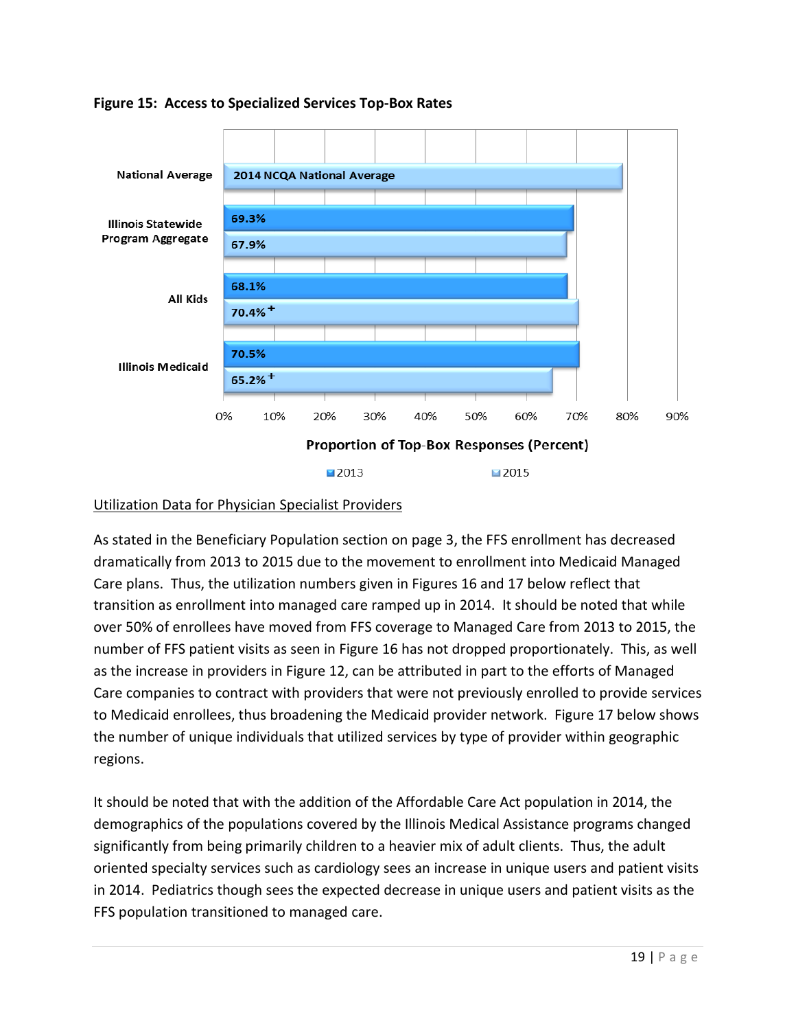**Figure 15: Access to Specialized Services Top-Box Rates**

| | 2013 | 2015 |
|---|---|---|
| National Average | 2014 NCQA National Average | |
| Illinois Statewide Program Aggregate | 69.3% | 67.9% |
| All Kids | 68.1% | 70.4%+ |
| Illinois Medicaid | 70.5% | 65.2%+ |

Proportion of Top-Box Responses (Percent)

<u>Utilization Data for Physician Specialist Providers</u>

As stated in the Beneficiary Population section on page 3, the FFS enrollment has decreased dramatically from 2013 to 2015 due to the movement to enrollment into Medicaid Managed Care plans. Thus, the utilization numbers given in Figures 16 and 17 below reflect that transition as enrollment into managed care ramped up in 2014. It should be noted that while over 50% of enrollees have moved from FFS coverage to Managed Care from 2013 to 2015, the number of FFS patient visits as seen in Figure 16 has not dropped proportionately. This, as well as the increase in providers in Figure 12, can be attributed in part to the efforts of Managed Care companies to contract with providers that were not previously enrolled to provide services to Medicaid enrollees, thus broadening the Medicaid provider network. Figure 17 below shows the number of unique individuals that utilized services by type of provider within geographic regions.

It should be noted that with the addition of the Affordable Care Act population in 2014, the demographics of the populations covered by the Illinois Medical Assistance programs changed significantly from being primarily children to a heavier mix of adult clients. Thus, the adult oriented specialty services such as cardiology sees an increase in unique users and patient visits in 2014. Pediatrics though sees the expected decrease in unique users and patient visits as the FFS population transitioned to managed care.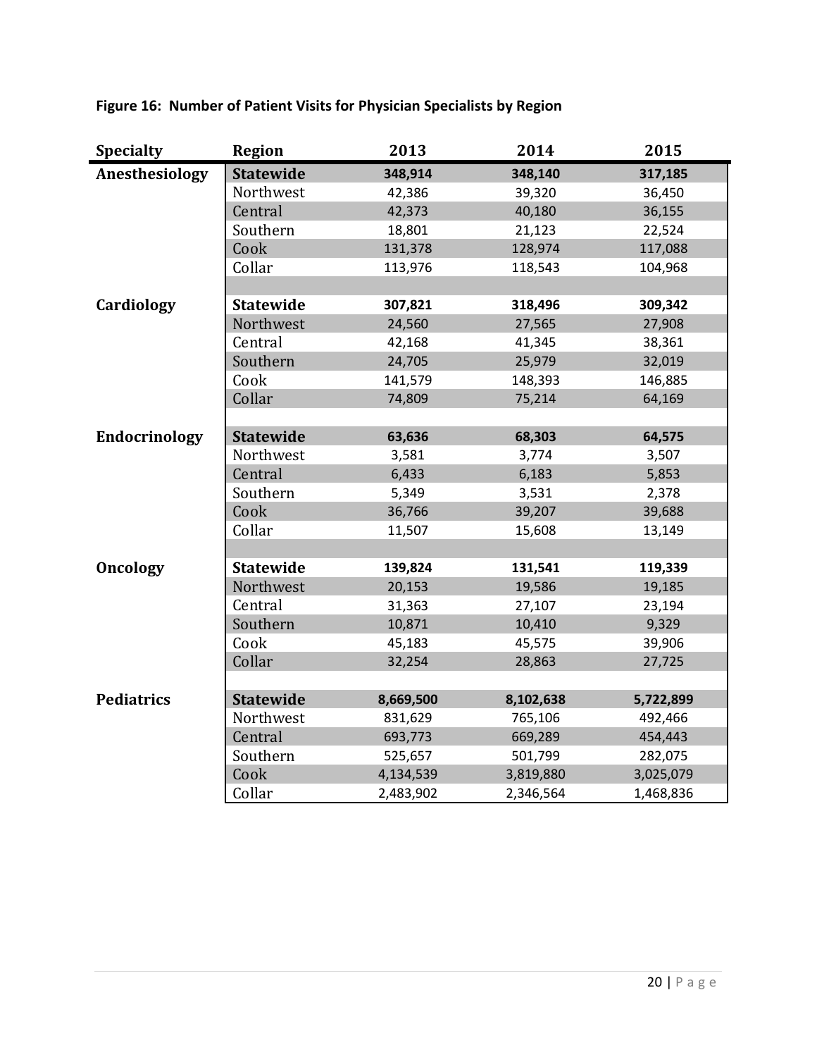**Figure 16: Number of Patient Visits for Physician Specialists by Region**

| Specialty | Region | 2013 | 2014 | 2015 |
|---|---|---|---|---|
| **Anesthesiology** | **Statewide** | **348,914** | **348,140** | **317,185** |
| | Northwest | 42,386 | 39,320 | 36,450 |
| | Central | 42,373 | 40,180 | 36,155 |
| | Southern | 18,801 | 21,123 | 22,524 |
| | Cook | 131,378 | 128,974 | 117,088 |
| | Collar | 113,976 | 118,543 | 104,968 |
| **Cardiology** | **Statewide** | **307,821** | **318,496** | **309,342** |
| | Northwest | 24,560 | 27,565 | 27,908 |
| | Central | 42,168 | 41,345 | 38,361 |
| | Southern | 24,705 | 25,979 | 32,019 |
| | Cook | 141,579 | 148,393 | 146,885 |
| | Collar | 74,809 | 75,214 | 64,169 |
| **Endocrinology** | **Statewide** | **63,636** | **68,303** | **64,575** |
| | Northwest | 3,581 | 3,774 | 3,507 |
| | Central | 6,433 | 6,183 | 5,853 |
| | Southern | 5,349 | 3,531 | 2,378 |
| | Cook | 36,766 | 39,207 | 39,688 |
| | Collar | 11,507 | 15,608 | 13,149 |
| **Oncology** | **Statewide** | **139,824** | **131,541** | **119,339** |
| | Northwest | 20,153 | 19,586 | 19,185 |
| | Central | 31,363 | 27,107 | 23,194 |
| | Southern | 10,871 | 10,410 | 9,329 |
| | Cook | 45,183 | 45,575 | 39,906 |
| | Collar | 32,254 | 28,863 | 27,725 |
| **Pediatrics** | **Statewide** | **8,669,500** | **8,102,638** | **5,722,899** |
| | Northwest | 831,629 | 765,106 | 492,466 |
| | Central | 693,773 | 669,289 | 454,443 |
| | Southern | 525,657 | 501,799 | 282,075 |
| | Cook | 4,134,539 | 3,819,880 | 3,025,079 |
| | Collar | 2,483,902 | 2,346,564 | 1,468,836 |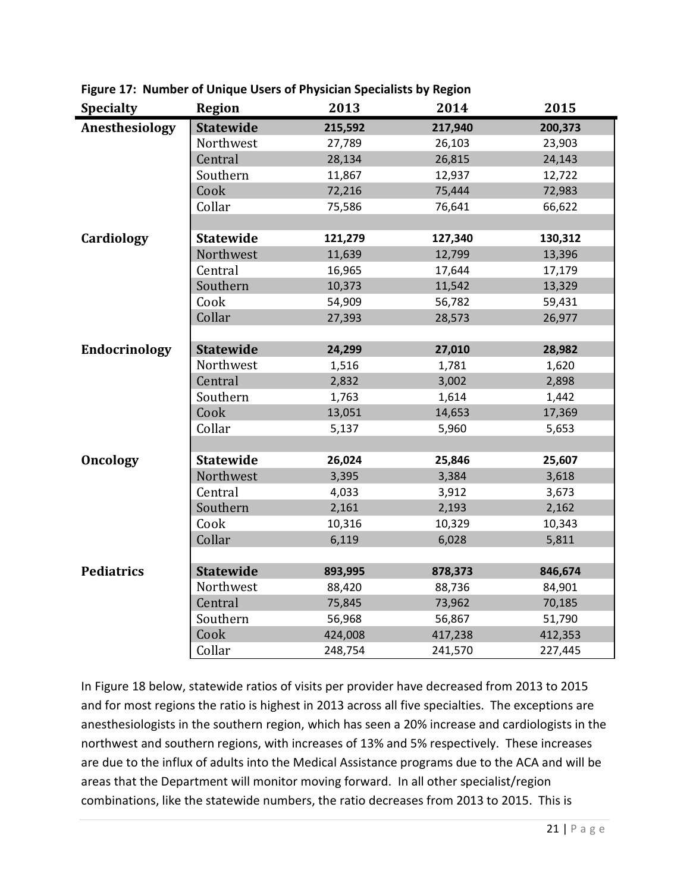**Figure 17: Number of Unique Users of Physician Specialists by Region**

| Specialty | Region | 2013 | 2014 | 2015 |
|---|---|---|---|---|
| **Anesthesiology** | **Statewide** | **215,592** | **217,940** | **200,373** |
| | Northwest | 27,789 | 26,103 | 23,903 |
| | Central | 28,134 | 26,815 | 24,143 |
| | Southern | 11,867 | 12,937 | 12,722 |
| | Cook | 72,216 | 75,444 | 72,983 |
| | Collar | 75,586 | 76,641 | 66,622 |
| **Cardiology** | **Statewide** | **121,279** | **127,340** | **130,312** |
| | Northwest | 11,639 | 12,799 | 13,396 |
| | Central | 16,965 | 17,644 | 17,179 |
| | Southern | 10,373 | 11,542 | 13,329 |
| | Cook | 54,909 | 56,782 | 59,431 |
| | Collar | 27,393 | 28,573 | 26,977 |
| **Endocrinology** | **Statewide** | **24,299** | **27,010** | **28,982** |
| | Northwest | 1,516 | 1,781 | 1,620 |
| | Central | 2,832 | 3,002 | 2,898 |
| | Southern | 1,763 | 1,614 | 1,442 |
| | Cook | 13,051 | 14,653 | 17,369 |
| | Collar | 5,137 | 5,960 | 5,653 |
| **Oncology** | **Statewide** | **26,024** | **25,846** | **25,607** |
| | Northwest | 3,395 | 3,384 | 3,618 |
| | Central | 4,033 | 3,912 | 3,673 |
| | Southern | 2,161 | 2,193 | 2,162 |
| | Cook | 10,316 | 10,329 | 10,343 |
| | Collar | 6,119 | 6,028 | 5,811 |
| **Pediatrics** | **Statewide** | **893,995** | **878,373** | **846,674** |
| | Northwest | 88,420 | 88,736 | 84,901 |
| | Central | 75,845 | 73,962 | 70,185 |
| | Southern | 56,968 | 56,867 | 51,790 |
| | Cook | 424,008 | 417,238 | 412,353 |
| | Collar | 248,754 | 241,570 | 227,445 |

In Figure 18 below, statewide ratios of visits per provider have decreased from 2013 to 2015 and for most regions the ratio is highest in 2013 across all five specialties. The exceptions are anesthesiologists in the southern region, which has seen a 20% increase and cardiologists in the northwest and southern regions, with increases of 13% and 5% respectively. These increases are due to the influx of adults into the Medical Assistance programs due to the ACA and will be areas that the Department will monitor moving forward. In all other specialist/region combinations, like the statewide numbers, the ratio decreases from 2013 to 2015. This is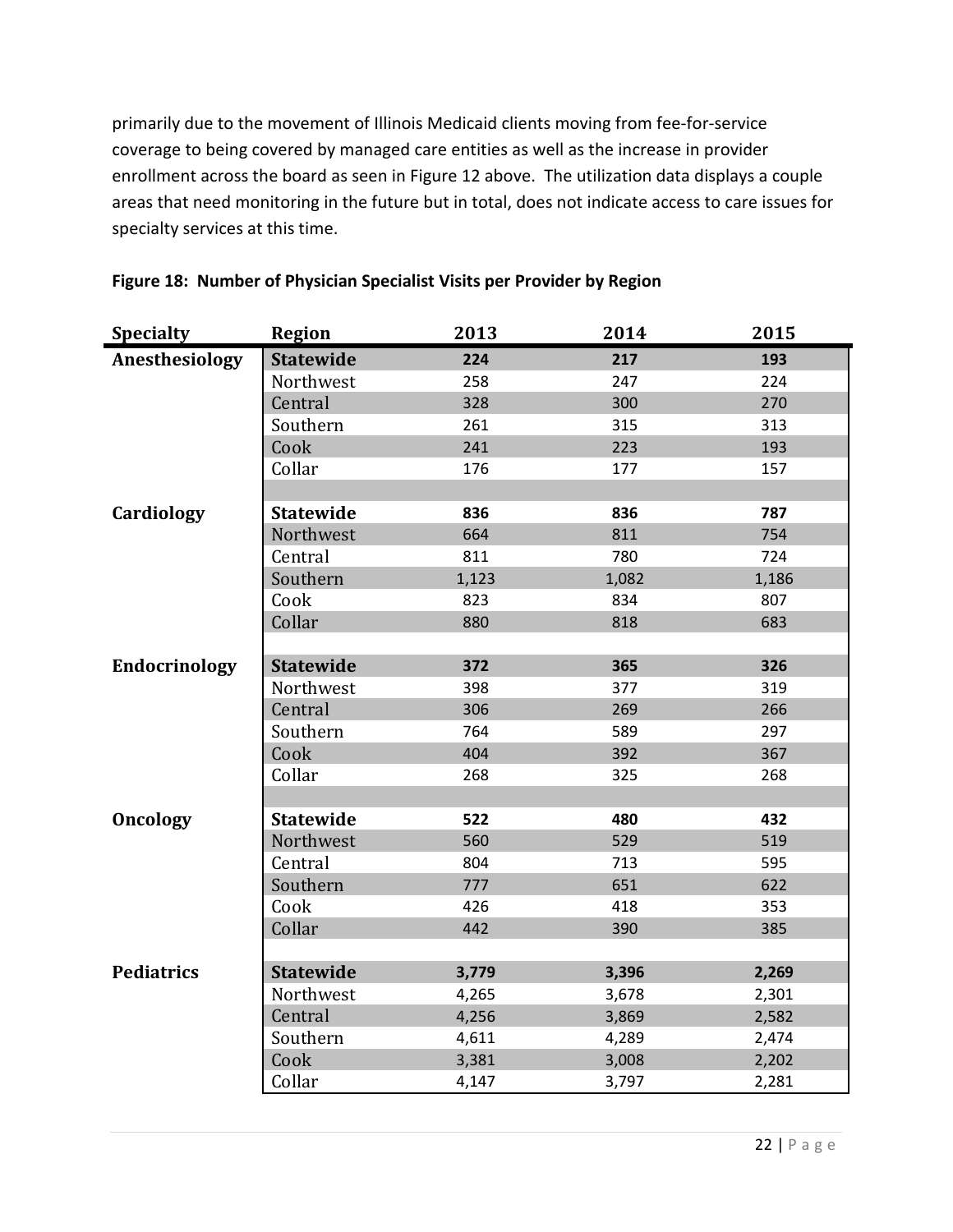primarily due to the movement of Illinois Medicaid clients moving from fee-for-service coverage to being covered by managed care entities as well as the increase in provider enrollment across the board as seen in Figure 12 above. The utilization data displays a couple areas that need monitoring in the future but in total, does not indicate access to care issues for specialty services at this time.

**Figure 18: Number of Physician Specialist Visits per Provider by Region**

| Specialty | Region | 2013 | 2014 | 2015 |
|---|---|---|---|---|
| **Anesthesiology** | **Statewide** | **224** | **217** | **193** |
| | Northwest | 258 | 247 | 224 |
| | Central | 328 | 300 | 270 |
| | Southern | 261 | 315 | 313 |
| | Cook | 241 | 223 | 193 |
| | Collar | 176 | 177 | 157 |
| **Cardiology** | **Statewide** | **836** | **836** | **787** |
| | Northwest | 664 | 811 | 754 |
| | Central | 811 | 780 | 724 |
| | Southern | 1,123 | 1,082 | 1,186 |
| | Cook | 823 | 834 | 807 |
| | Collar | 880 | 818 | 683 |
| **Endocrinology** | **Statewide** | **372** | **365** | **326** |
| | Northwest | 398 | 377 | 319 |
| | Central | 306 | 269 | 266 |
| | Southern | 764 | 589 | 297 |
| | Cook | 404 | 392 | 367 |
| | Collar | 268 | 325 | 268 |
| **Oncology** | **Statewide** | **522** | **480** | **432** |
| | Northwest | 560 | 529 | 519 |
| | Central | 804 | 713 | 595 |
| | Southern | 777 | 651 | 622 |
| | Cook | 426 | 418 | 353 |
| | Collar | 442 | 390 | 385 |
| **Pediatrics** | **Statewide** | **3,779** | **3,396** | **2,269** |
| | Northwest | 4,265 | 3,678 | 2,301 |
| | Central | 4,256 | 3,869 | 2,582 |
| | Southern | 4,611 | 4,289 | 2,474 |
| | Cook | 3,381 | 3,008 | 2,202 |
| | Collar | 4,147 | 3,797 | 2,281 |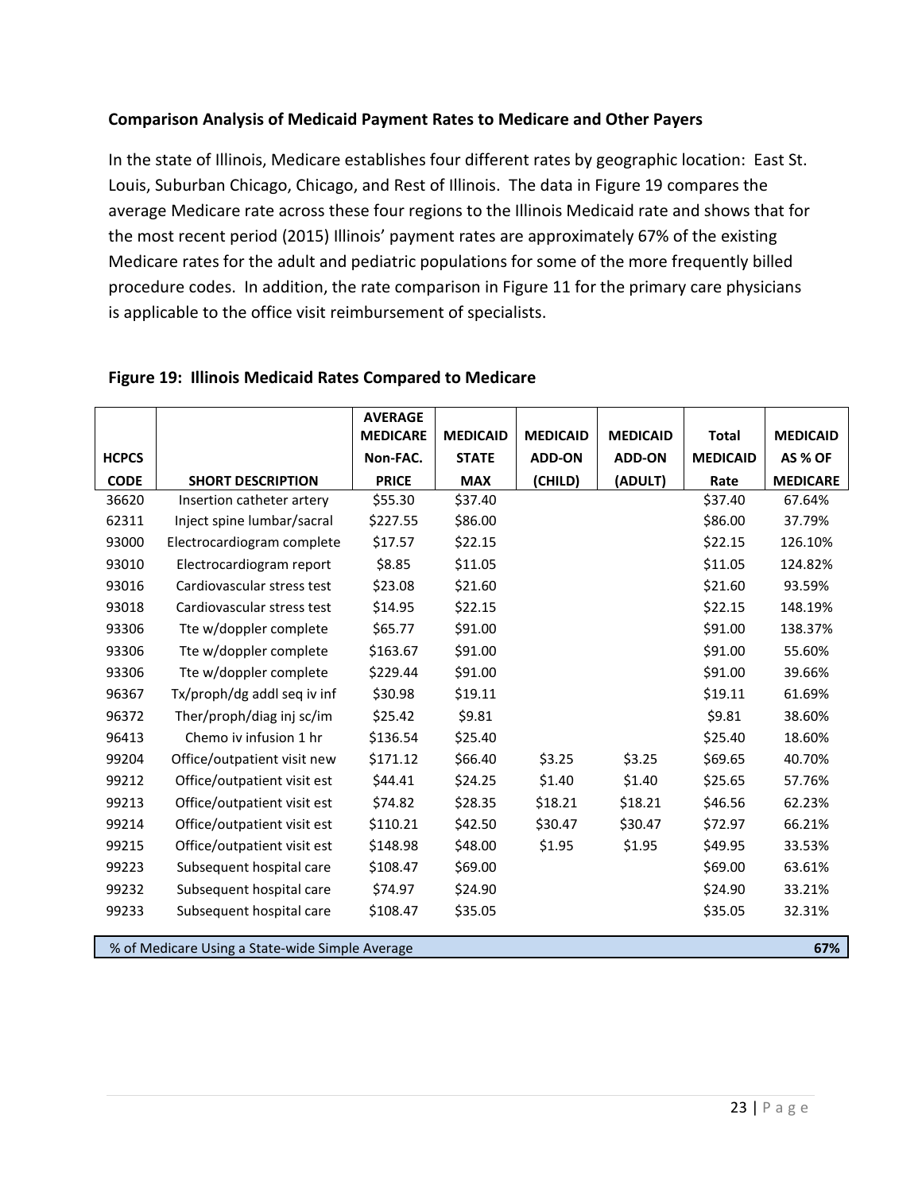**Comparison Analysis of Medicaid Payment Rates to Medicare and Other Payers**

In the state of Illinois, Medicare establishes four different rates by geographic location: East St. Louis, Suburban Chicago, Chicago, and Rest of Illinois. The data in Figure 19 compares the average Medicare rate across these four regions to the Illinois Medicaid rate and shows that for the most recent period (2015) Illinois' payment rates are approximately 67% of the existing Medicare rates for the adult and pediatric populations for some of the more frequently billed procedure codes. In addition, the rate comparison in Figure 11 for the primary care physicians is applicable to the office visit reimbursement of specialists.

**Figure 19: Illinois Medicaid Rates Compared to Medicare**

| HCPCS CODE | SHORT DESCRIPTION | AVERAGE MEDICARE Non-FAC. PRICE | MEDICAID STATE MAX | MEDICAID ADD-ON (CHILD) | MEDICAID ADD-ON (ADULT) | Total MEDICAID Rate | MEDICAID AS % OF MEDICARE |
|---|---|---|---|---|---|---|---|
| 36620 | Insertion catheter artery | $55.30 | $37.40 | | | $37.40 | 67.64% |
| 62311 | Inject spine lumbar/sacral | $227.55 | $86.00 | | | $86.00 | 37.79% |
| 93000 | Electrocardiogram complete | $17.57 | $22.15 | | | $22.15 | 126.10% |
| 93010 | Electrocardiogram report | $8.85 | $11.05 | | | $11.05 | 124.82% |
| 93016 | Cardiovascular stress test | $23.08 | $21.60 | | | $21.60 | 93.59% |
| 93018 | Cardiovascular stress test | $14.95 | $22.15 | | | $22.15 | 148.19% |
| 93306 | Tte w/doppler complete | $65.77 | $91.00 | | | $91.00 | 138.37% |
| 93306 | Tte w/doppler complete | $163.67 | $91.00 | | | $91.00 | 55.60% |
| 93306 | Tte w/doppler complete | $229.44 | $91.00 | | | $91.00 | 39.66% |
| 96367 | Tx/proph/dg addl seq iv inf | $30.98 | $19.11 | | | $19.11 | 61.69% |
| 96372 | Ther/proph/diag inj sc/im | $25.42 | $9.81 | | | $9.81 | 38.60% |
| 96413 | Chemo iv infusion 1 hr | $136.54 | $25.40 | | | $25.40 | 18.60% |
| 99204 | Office/outpatient visit new | $171.12 | $66.40 | $3.25 | $3.25 | $69.65 | 40.70% |
| 99212 | Office/outpatient visit est | $44.41 | $24.25 | $1.40 | $1.40 | $25.65 | 57.76% |
| 99213 | Office/outpatient visit est | $74.82 | $28.35 | $18.21 | $18.21 | $46.56 | 62.23% |
| 99214 | Office/outpatient visit est | $110.21 | $42.50 | $30.47 | $30.47 | $72.97 | 66.21% |
| 99215 | Office/outpatient visit est | $148.98 | $48.00 | $1.95 | $1.95 | $49.95 | 33.53% |
| 99223 | Subsequent hospital care | $108.47 | $69.00 | | | $69.00 | 63.61% |
| 99232 | Subsequent hospital care | $74.97 | $24.90 | | | $24.90 | 33.21% |
| 99233 | Subsequent hospital care | $108.47 | $35.05 | | | $35.05 | 32.31% |
| % of Medicare Using a State-wide Simple Average | | | | | | | **67%** |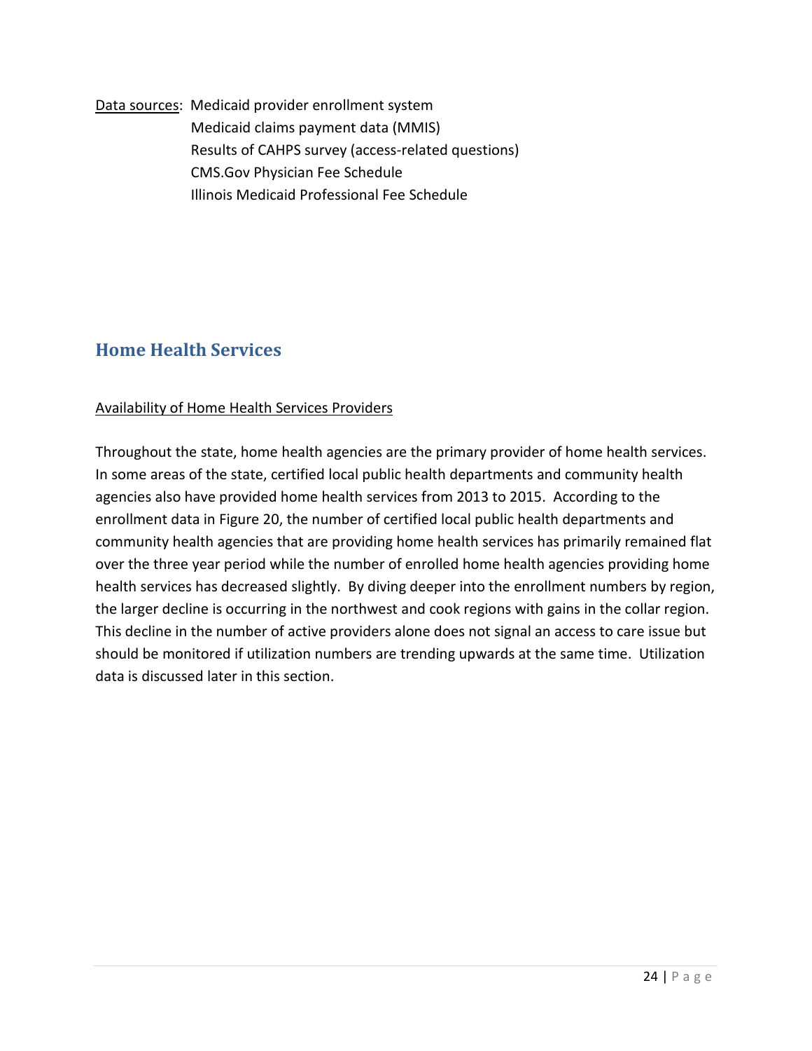Data sources: Medicaid provider enrollment system
Medicaid claims payment data (MMIS)
Results of CAHPS survey (access-related questions)
CMS.Gov Physician Fee Schedule
Illinois Medicaid Professional Fee Schedule

## Home Health Services

Availability of Home Health Services Providers

Throughout the state, home health agencies are the primary provider of home health services. In some areas of the state, certified local public health departments and community health agencies also have provided home health services from 2013 to 2015. According to the enrollment data in Figure 20, the number of certified local public health departments and community health agencies that are providing home health services has primarily remained flat over the three year period while the number of enrolled home health agencies providing home health services has decreased slightly. By diving deeper into the enrollment numbers by region, the larger decline is occurring in the northwest and cook regions with gains in the collar region. This decline in the number of active providers alone does not signal an access to care issue but should be monitored if utilization numbers are trending upwards at the same time. Utilization data is discussed later in this section.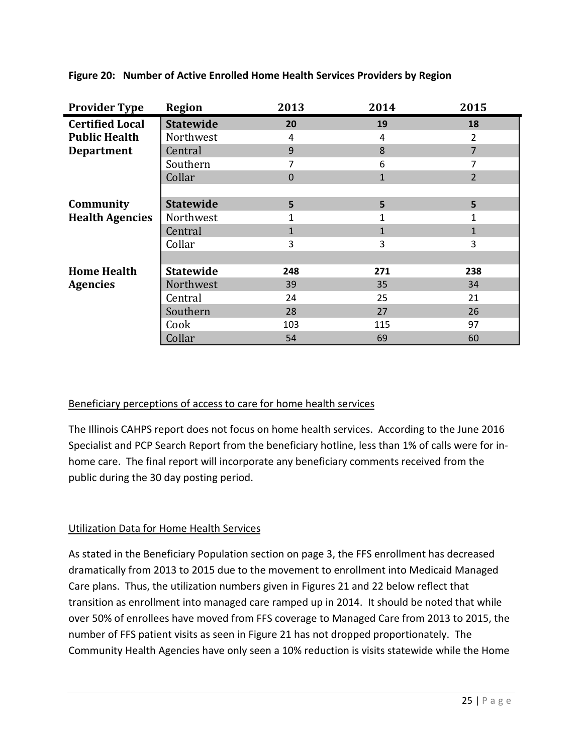**Figure 20: Number of Active Enrolled Home Health Services Providers by Region**

| Provider Type | Region | 2013 | 2014 | 2015 |
|---|---|---|---|---|
| **Certified Local Public Health Department** | **Statewide** | **20** | **19** | **18** |
| | Northwest | 4 | 4 | 2 |
| | Central | 9 | 8 | 7 |
| | Southern | 7 | 6 | 7 |
| | Collar | 0 | 1 | 2 |
| | | | | |
| **Community Health Agencies** | **Statewide** | **5** | **5** | **5** |
| | Northwest | 1 | 1 | 1 |
| | Central | 1 | 1 | 1 |
| | Collar | 3 | 3 | 3 |
| | | | | |
| **Home Health Agencies** | **Statewide** | **248** | **271** | **238** |
| | Northwest | 39 | 35 | 34 |
| | Central | 24 | 25 | 21 |
| | Southern | 28 | 27 | 26 |
| | Cook | 103 | 115 | 97 |
| | Collar | 54 | 69 | 60 |

Beneficiary perceptions of access to care for home health services

The Illinois CAHPS report does not focus on home health services. According to the June 2016 Specialist and PCP Search Report from the beneficiary hotline, less than 1% of calls were for in-home care. The final report will incorporate any beneficiary comments received from the public during the 30 day posting period.

Utilization Data for Home Health Services

As stated in the Beneficiary Population section on page 3, the FFS enrollment has decreased dramatically from 2013 to 2015 due to the movement to enrollment into Medicaid Managed Care plans. Thus, the utilization numbers given in Figures 21 and 22 below reflect that transition as enrollment into managed care ramped up in 2014. It should be noted that while over 50% of enrollees have moved from FFS coverage to Managed Care from 2013 to 2015, the number of FFS patient visits as seen in Figure 21 has not dropped proportionately. The Community Health Agencies have only seen a 10% reduction is visits statewide while the Home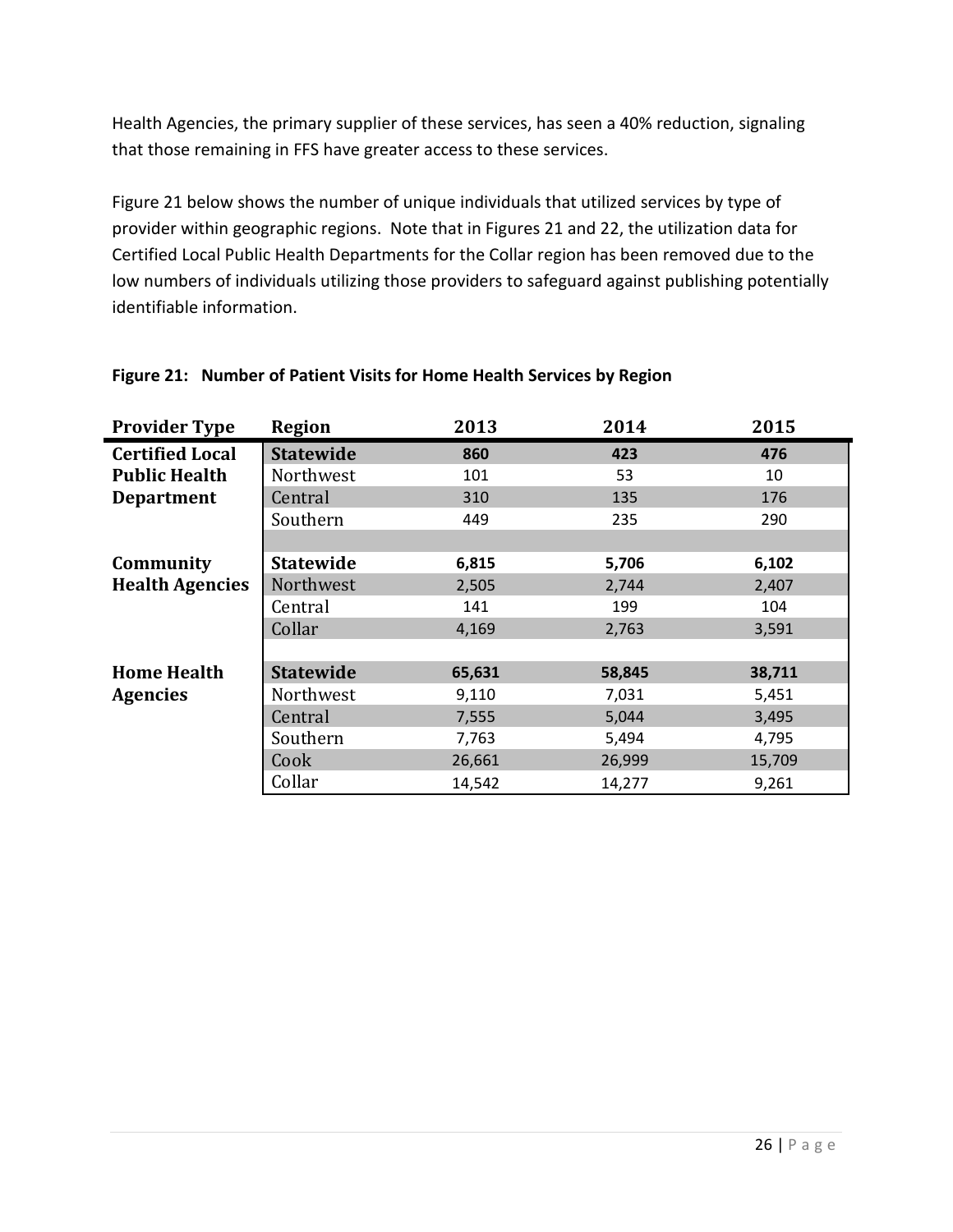Health Agencies, the primary supplier of these services, has seen a 40% reduction, signaling that those remaining in FFS have greater access to these services.

Figure 21 below shows the number of unique individuals that utilized services by type of provider within geographic regions. Note that in Figures 21 and 22, the utilization data for Certified Local Public Health Departments for the Collar region has been removed due to the low numbers of individuals utilizing those providers to safeguard against publishing potentially identifiable information.

**Figure 21: Number of Patient Visits for Home Health Services by Region**

| Provider Type | Region | 2013 | 2014 | 2015 |
|---|---|---|---|---|
| **Certified Local Public Health Department** | **Statewide** | **860** | **423** | **476** |
| | Northwest | 101 | 53 | 10 |
| | Central | 310 | 135 | 176 |
| | Southern | 449 | 235 | 290 |
| | | | | |
| **Community Health Agencies** | **Statewide** | **6,815** | **5,706** | **6,102** |
| | Northwest | 2,505 | 2,744 | 2,407 |
| | Central | 141 | 199 | 104 |
| | Collar | 4,169 | 2,763 | 3,591 |
| | | | | |
| **Home Health Agencies** | **Statewide** | **65,631** | **58,845** | **38,711** |
| | Northwest | 9,110 | 7,031 | 5,451 |
| | Central | 7,555 | 5,044 | 3,495 |
| | Southern | 7,763 | 5,494 | 4,795 |
| | Cook | 26,661 | 26,999 | 15,709 |
| | Collar | 14,542 | 14,277 | 9,261 |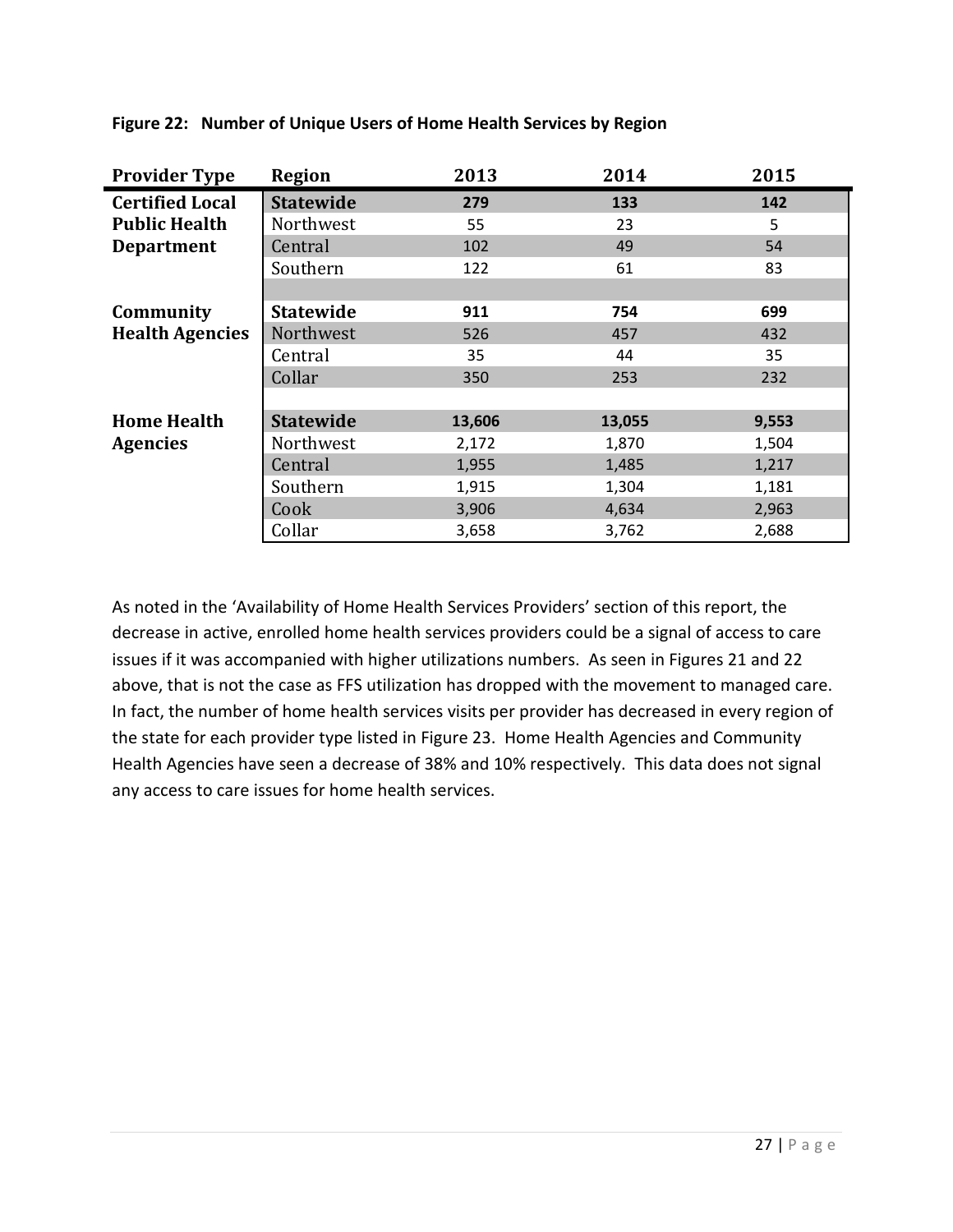**Figure 22: Number of Unique Users of Home Health Services by Region**

| Provider Type | Region | 2013 | 2014 | 2015 |
|---|---|---|---|---|
| **Certified Local Public Health Department** | **Statewide** | **279** | **133** | **142** |
| | Northwest | 55 | 23 | 5 |
| | Central | 102 | 49 | 54 |
| | Southern | 122 | 61 | 83 |
| | | | | |
| **Community Health Agencies** | **Statewide** | **911** | **754** | **699** |
| | Northwest | 526 | 457 | 432 |
| | Central | 35 | 44 | 35 |
| | Collar | 350 | 253 | 232 |
| | | | | |
| **Home Health Agencies** | **Statewide** | **13,606** | **13,055** | **9,553** |
| | Northwest | 2,172 | 1,870 | 1,504 |
| | Central | 1,955 | 1,485 | 1,217 |
| | Southern | 1,915 | 1,304 | 1,181 |
| | Cook | 3,906 | 4,634 | 2,963 |
| | Collar | 3,658 | 3,762 | 2,688 |

As noted in the 'Availability of Home Health Services Providers' section of this report, the decrease in active, enrolled home health services providers could be a signal of access to care issues if it was accompanied with higher utilizations numbers. As seen in Figures 21 and 22 above, that is not the case as FFS utilization has dropped with the movement to managed care. In fact, the number of home health services visits per provider has decreased in every region of the state for each provider type listed in Figure 23. Home Health Agencies and Community Health Agencies have seen a decrease of 38% and 10% respectively. This data does not signal any access to care issues for home health services.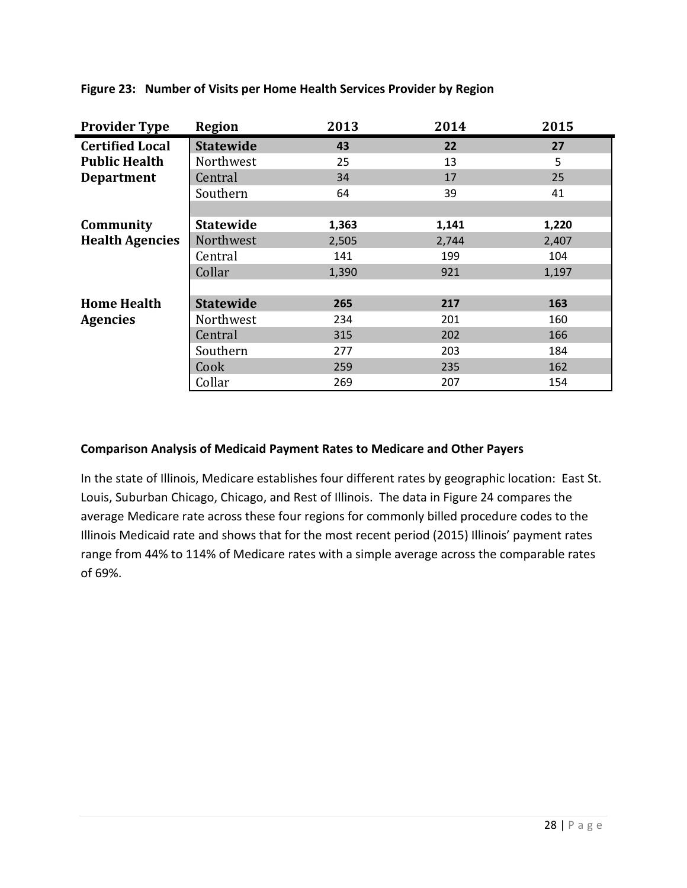**Figure 23: Number of Visits per Home Health Services Provider by Region**

| Provider Type | Region | 2013 | 2014 | 2015 |
|---|---|---|---|---|
| Certified Local Public Health Department | **Statewide** | **43** | **22** | **27** |
| | Northwest | 25 | 13 | 5 |
| | Central | 34 | 17 | 25 |
| | Southern | 64 | 39 | 41 |
| Community Health Agencies | **Statewide** | **1,363** | **1,141** | **1,220** |
| | Northwest | 2,505 | 2,744 | 2,407 |
| | Central | 141 | 199 | 104 |
| | Collar | 1,390 | 921 | 1,197 |
| Home Health Agencies | **Statewide** | **265** | **217** | **163** |
| | Northwest | 234 | 201 | 160 |
| | Central | 315 | 202 | 166 |
| | Southern | 277 | 203 | 184 |
| | Cook | 259 | 235 | 162 |
| | Collar | 269 | 207 | 154 |

### Comparison Analysis of Medicaid Payment Rates to Medicare and Other Payers

In the state of Illinois, Medicare establishes four different rates by geographic location: East St. Louis, Suburban Chicago, Chicago, and Rest of Illinois. The data in Figure 24 compares the average Medicare rate across these four regions for commonly billed procedure codes to the Illinois Medicaid rate and shows that for the most recent period (2015) Illinois' payment rates range from 44% to 114% of Medicare rates with a simple average across the comparable rates of 69%.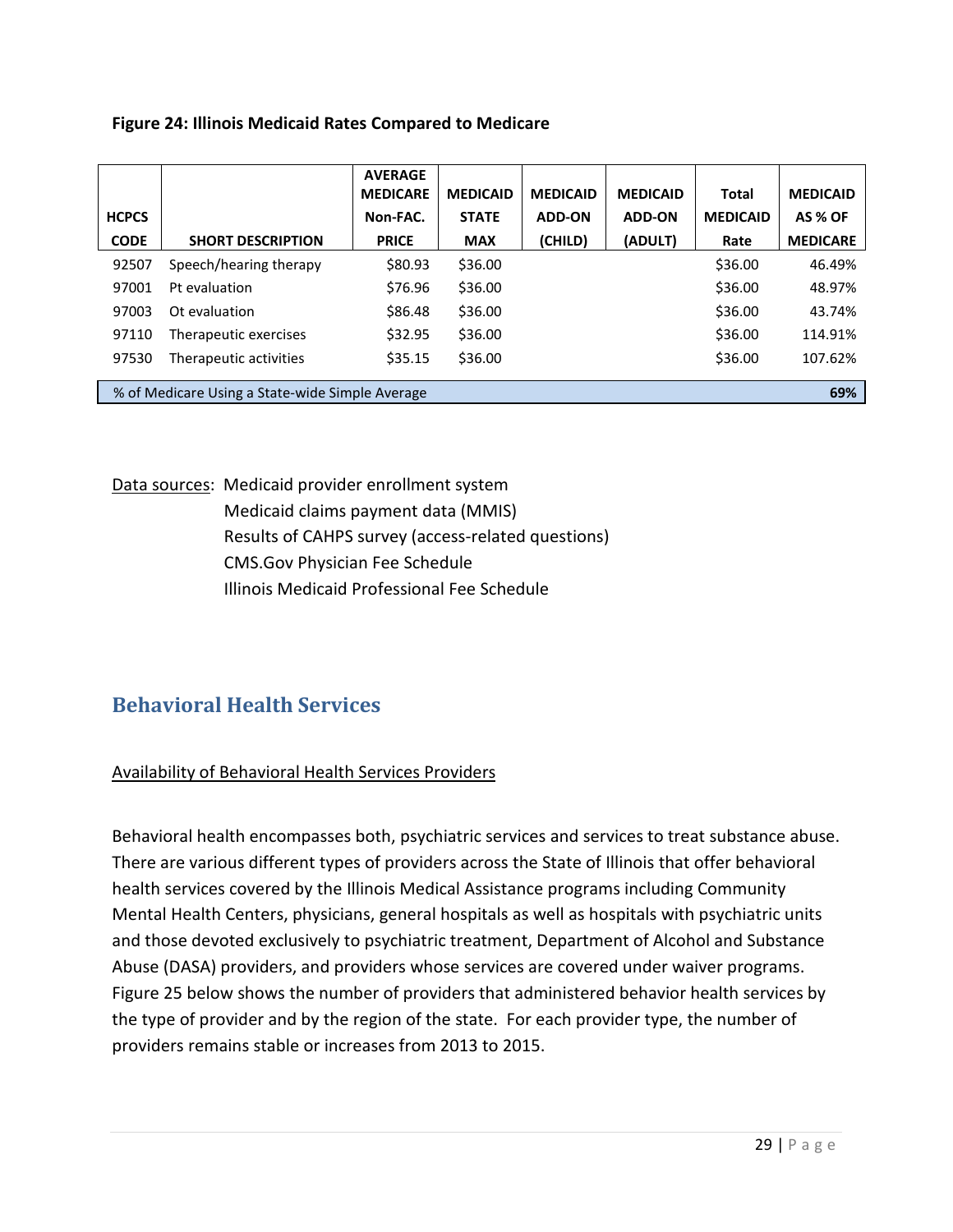**Figure 24: Illinois Medicaid Rates Compared to Medicare**

| HCPCS CODE | SHORT DESCRIPTION | AVERAGE MEDICARE Non-FAC. PRICE | MEDICAID STATE MAX | MEDICAID ADD-ON (CHILD) | MEDICAID ADD-ON (ADULT) | Total MEDICAID Rate | MEDICAID AS % OF MEDICARE |
|---|---|---|---|---|---|---|---|
| 92507 | Speech/hearing therapy | $80.93 | $36.00 | | | $36.00 | 46.49% |
| 97001 | Pt evaluation | $76.96 | $36.00 | | | $36.00 | 48.97% |
| 97003 | Ot evaluation | $86.48 | $36.00 | | | $36.00 | 43.74% |
| 97110 | Therapeutic exercises | $32.95 | $36.00 | | | $36.00 | 114.91% |
| 97530 | Therapeutic activities | $35.15 | $36.00 | | | $36.00 | 107.62% |
| % of Medicare Using a State-wide Simple Average | | | | | | | **69%** |

Data sources: Medicaid provider enrollment system
Medicaid claims payment data (MMIS)
Results of CAHPS survey (access-related questions)
CMS.Gov Physician Fee Schedule
Illinois Medicaid Professional Fee Schedule

## Behavioral Health Services

Availability of Behavioral Health Services Providers

Behavioral health encompasses both, psychiatric services and services to treat substance abuse. There are various different types of providers across the State of Illinois that offer behavioral health services covered by the Illinois Medical Assistance programs including Community Mental Health Centers, physicians, general hospitals as well as hospitals with psychiatric units and those devoted exclusively to psychiatric treatment, Department of Alcohol and Substance Abuse (DASA) providers, and providers whose services are covered under waiver programs. Figure 25 below shows the number of providers that administered behavior health services by the type of provider and by the region of the state. For each provider type, the number of providers remains stable or increases from 2013 to 2015.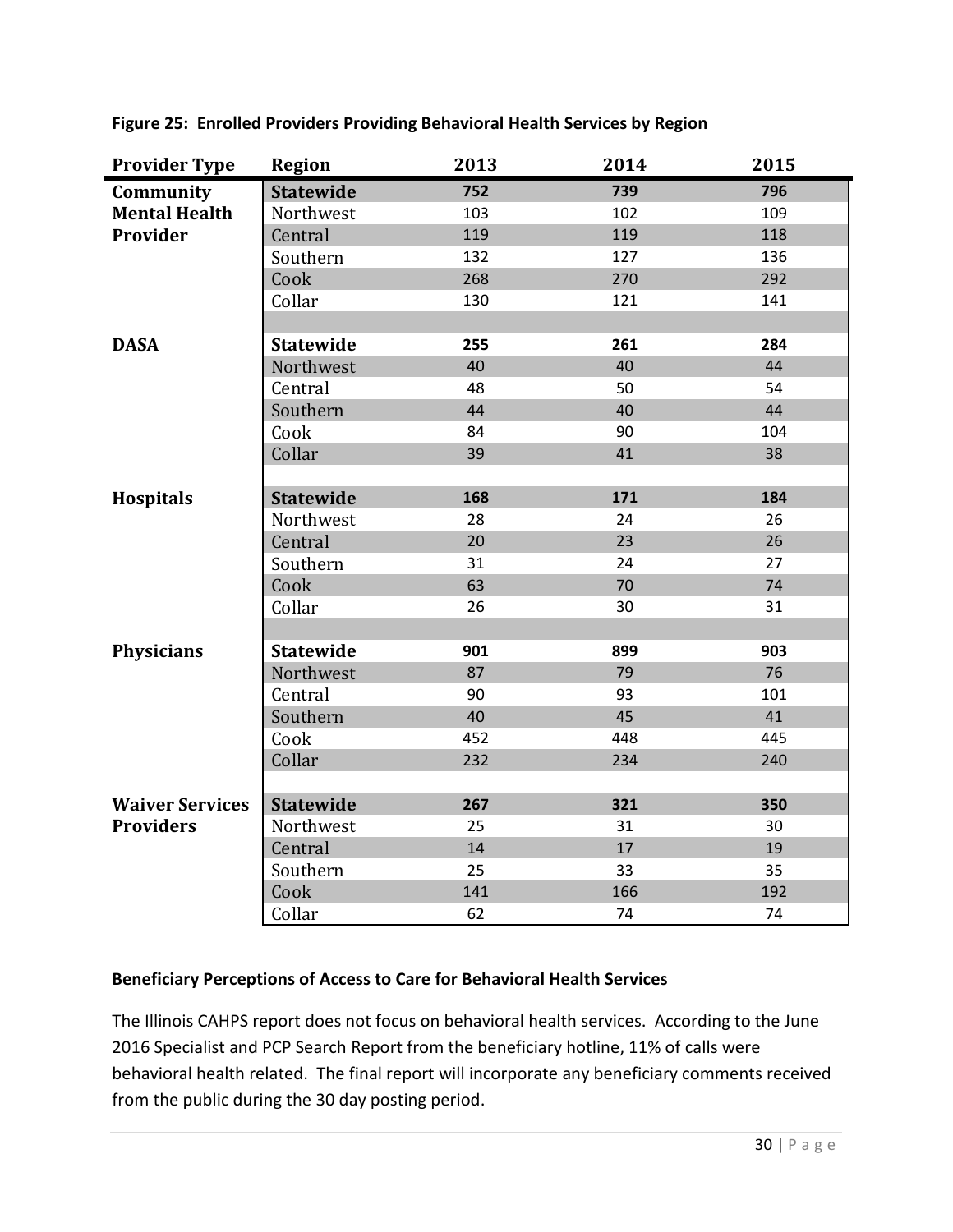**Figure 25: Enrolled Providers Providing Behavioral Health Services by Region**

| Provider Type | Region | 2013 | 2014 | 2015 |
|---|---|---|---|---|
| **Community Mental Health Provider** | **Statewide** | **752** | **739** | **796** |
| | Northwest | 103 | 102 | 109 |
| | Central | 119 | 119 | 118 |
| | Southern | 132 | 127 | 136 |
| | Cook | 268 | 270 | 292 |
| | Collar | 130 | 121 | 141 |
| **DASA** | **Statewide** | **255** | **261** | **284** |
| | Northwest | 40 | 40 | 44 |
| | Central | 48 | 50 | 54 |
| | Southern | 44 | 40 | 44 |
| | Cook | 84 | 90 | 104 |
| | Collar | 39 | 41 | 38 |
| **Hospitals** | **Statewide** | **168** | **171** | **184** |
| | Northwest | 28 | 24 | 26 |
| | Central | 20 | 23 | 26 |
| | Southern | 31 | 24 | 27 |
| | Cook | 63 | 70 | 74 |
| | Collar | 26 | 30 | 31 |
| **Physicians** | **Statewide** | **901** | **899** | **903** |
| | Northwest | 87 | 79 | 76 |
| | Central | 90 | 93 | 101 |
| | Southern | 40 | 45 | 41 |
| | Cook | 452 | 448 | 445 |
| | Collar | 232 | 234 | 240 |
| **Waiver Services Providers** | **Statewide** | **267** | **321** | **350** |
| | Northwest | 25 | 31 | 30 |
| | Central | 14 | 17 | 19 |
| | Southern | 25 | 33 | 35 |
| | Cook | 141 | 166 | 192 |
| | Collar | 62 | 74 | 74 |

**Beneficiary Perceptions of Access to Care for Behavioral Health Services**

The Illinois CAHPS report does not focus on behavioral health services. According to the June 2016 Specialist and PCP Search Report from the beneficiary hotline, 11% of calls were behavioral health related. The final report will incorporate any beneficiary comments received from the public during the 30 day posting period.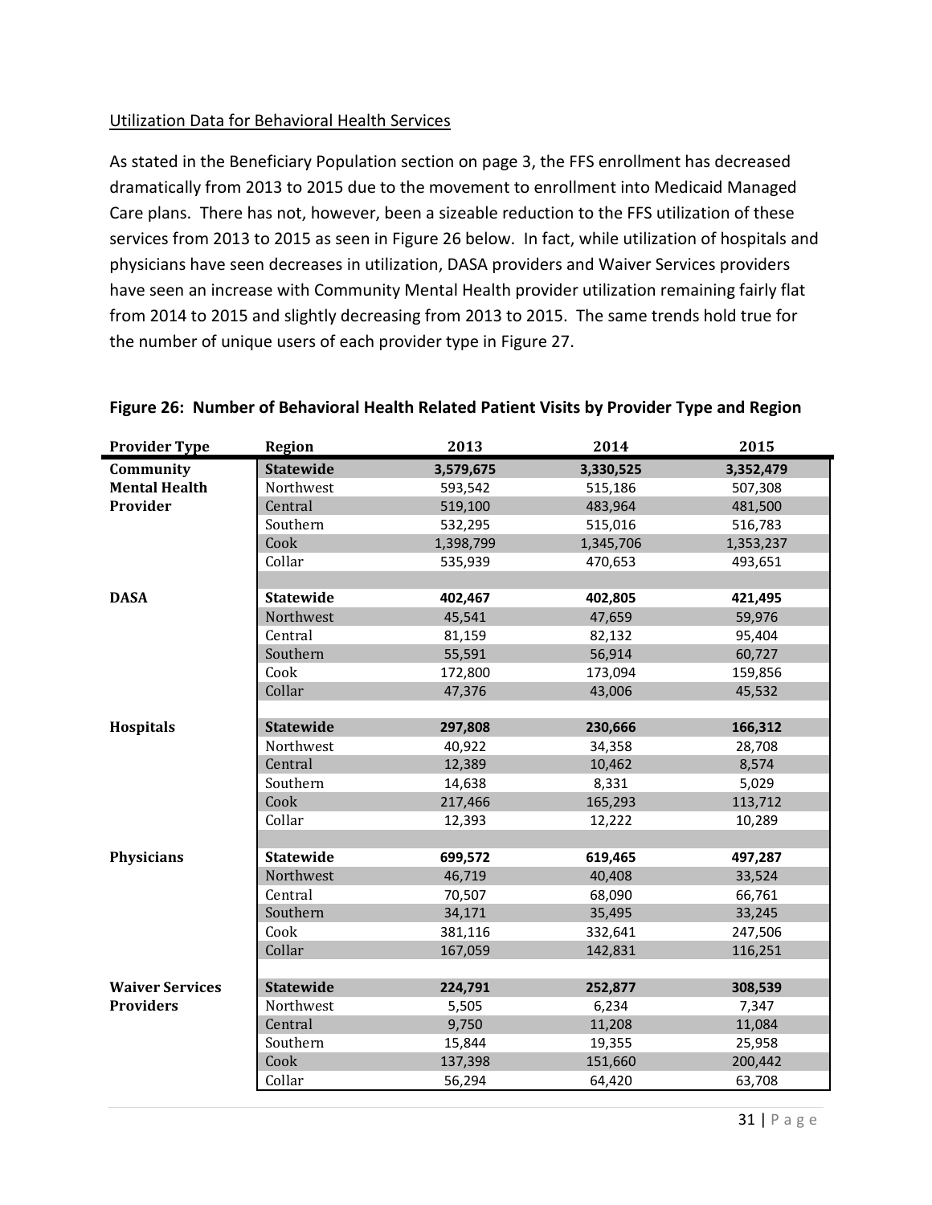Utilization Data for Behavioral Health Services

As stated in the Beneficiary Population section on page 3, the FFS enrollment has decreased dramatically from 2013 to 2015 due to the movement to enrollment into Medicaid Managed Care plans. There has not, however, been a sizeable reduction to the FFS utilization of these services from 2013 to 2015 as seen in Figure 26 below. In fact, while utilization of hospitals and physicians have seen decreases in utilization, DASA providers and Waiver Services providers have seen an increase with Community Mental Health provider utilization remaining fairly flat from 2014 to 2015 and slightly decreasing from 2013 to 2015. The same trends hold true for the number of unique users of each provider type in Figure 27.

**Figure 26: Number of Behavioral Health Related Patient Visits by Provider Type and Region**

| Provider Type | Region | 2013 | 2014 | 2015 |
|---|---|---|---|---|
| **Community Mental Health Provider** | **Statewide** | **3,579,675** | **3,330,525** | **3,352,479** |
| | Northwest | 593,542 | 515,186 | 507,308 |
| | Central | 519,100 | 483,964 | 481,500 |
| | Southern | 532,295 | 515,016 | 516,783 |
| | Cook | 1,398,799 | 1,345,706 | 1,353,237 |
| | Collar | 535,939 | 470,653 | 493,651 |
| **DASA** | **Statewide** | **402,467** | **402,805** | **421,495** |
| | Northwest | 45,541 | 47,659 | 59,976 |
| | Central | 81,159 | 82,132 | 95,404 |
| | Southern | 55,591 | 56,914 | 60,727 |
| | Cook | 172,800 | 173,094 | 159,856 |
| | Collar | 47,376 | 43,006 | 45,532 |
| **Hospitals** | **Statewide** | **297,808** | **230,666** | **166,312** |
| | Northwest | 40,922 | 34,358 | 28,708 |
| | Central | 12,389 | 10,462 | 8,574 |
| | Southern | 14,638 | 8,331 | 5,029 |
| | Cook | 217,466 | 165,293 | 113,712 |
| | Collar | 12,393 | 12,222 | 10,289 |
| **Physicians** | **Statewide** | **699,572** | **619,465** | **497,287** |
| | Northwest | 46,719 | 40,408 | 33,524 |
| | Central | 70,507 | 68,090 | 66,761 |
| | Southern | 34,171 | 35,495 | 33,245 |
| | Cook | 381,116 | 332,641 | 247,506 |
| | Collar | 167,059 | 142,831 | 116,251 |
| **Waiver Services Providers** | **Statewide** | **224,791** | **252,877** | **308,539** |
| | Northwest | 5,505 | 6,234 | 7,347 |
| | Central | 9,750 | 11,208 | 11,084 |
| | Southern | 15,844 | 19,355 | 25,958 |
| | Cook | 137,398 | 151,660 | 200,442 |
| | Collar | 56,294 | 64,420 | 63,708 |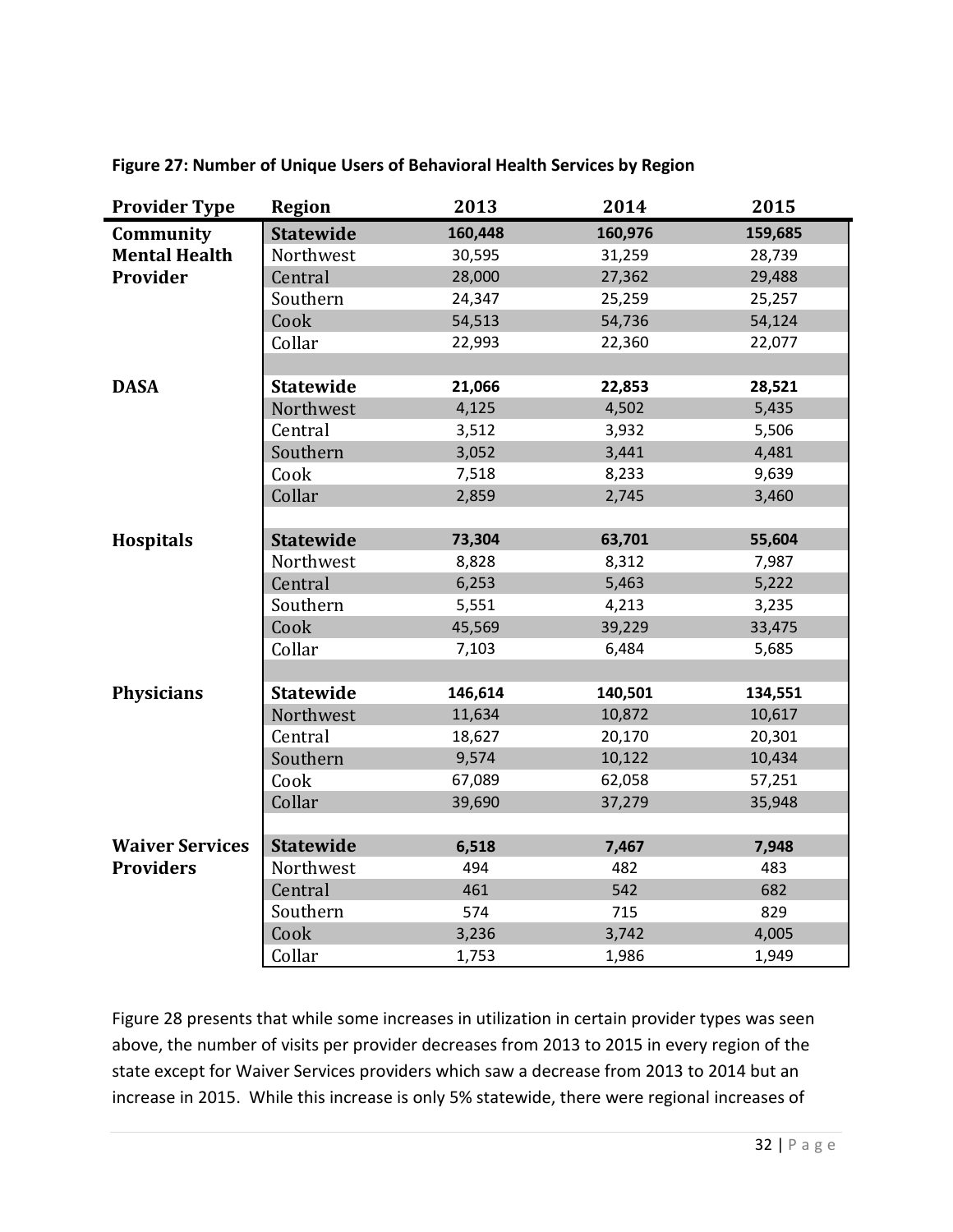**Figure 27: Number of Unique Users of Behavioral Health Services by Region**

| Provider Type | Region | 2013 | 2014 | 2015 |
|---|---|---|---|---|
| **Community Mental Health Provider** | **Statewide** | **160,448** | **160,976** | **159,685** |
| | Northwest | 30,595 | 31,259 | 28,739 |
| | Central | 28,000 | 27,362 | 29,488 |
| | Southern | 24,347 | 25,259 | 25,257 |
| | Cook | 54,513 | 54,736 | 54,124 |
| | Collar | 22,993 | 22,360 | 22,077 |
| | | | | |
| **DASA** | **Statewide** | **21,066** | **22,853** | **28,521** |
| | Northwest | 4,125 | 4,502 | 5,435 |
| | Central | 3,512 | 3,932 | 5,506 |
| | Southern | 3,052 | 3,441 | 4,481 |
| | Cook | 7,518 | 8,233 | 9,639 |
| | Collar | 2,859 | 2,745 | 3,460 |
| | | | | |
| **Hospitals** | **Statewide** | **73,304** | **63,701** | **55,604** |
| | Northwest | 8,828 | 8,312 | 7,987 |
| | Central | 6,253 | 5,463 | 5,222 |
| | Southern | 5,551 | 4,213 | 3,235 |
| | Cook | 45,569 | 39,229 | 33,475 |
| | Collar | 7,103 | 6,484 | 5,685 |
| | | | | |
| **Physicians** | **Statewide** | **146,614** | **140,501** | **134,551** |
| | Northwest | 11,634 | 10,872 | 10,617 |
| | Central | 18,627 | 20,170 | 20,301 |
| | Southern | 9,574 | 10,122 | 10,434 |
| | Cook | 67,089 | 62,058 | 57,251 |
| | Collar | 39,690 | 37,279 | 35,948 |
| | | | | |
| **Waiver Services Providers** | **Statewide** | **6,518** | **7,467** | **7,948** |
| | Northwest | 494 | 482 | 483 |
| | Central | 461 | 542 | 682 |
| | Southern | 574 | 715 | 829 |
| | Cook | 3,236 | 3,742 | 4,005 |
| | Collar | 1,753 | 1,986 | 1,949 |

Figure 28 presents that while some increases in utilization in certain provider types was seen above, the number of visits per provider decreases from 2013 to 2015 in every region of the state except for Waiver Services providers which saw a decrease from 2013 to 2014 but an increase in 2015. While this increase is only 5% statewide, there were regional increases of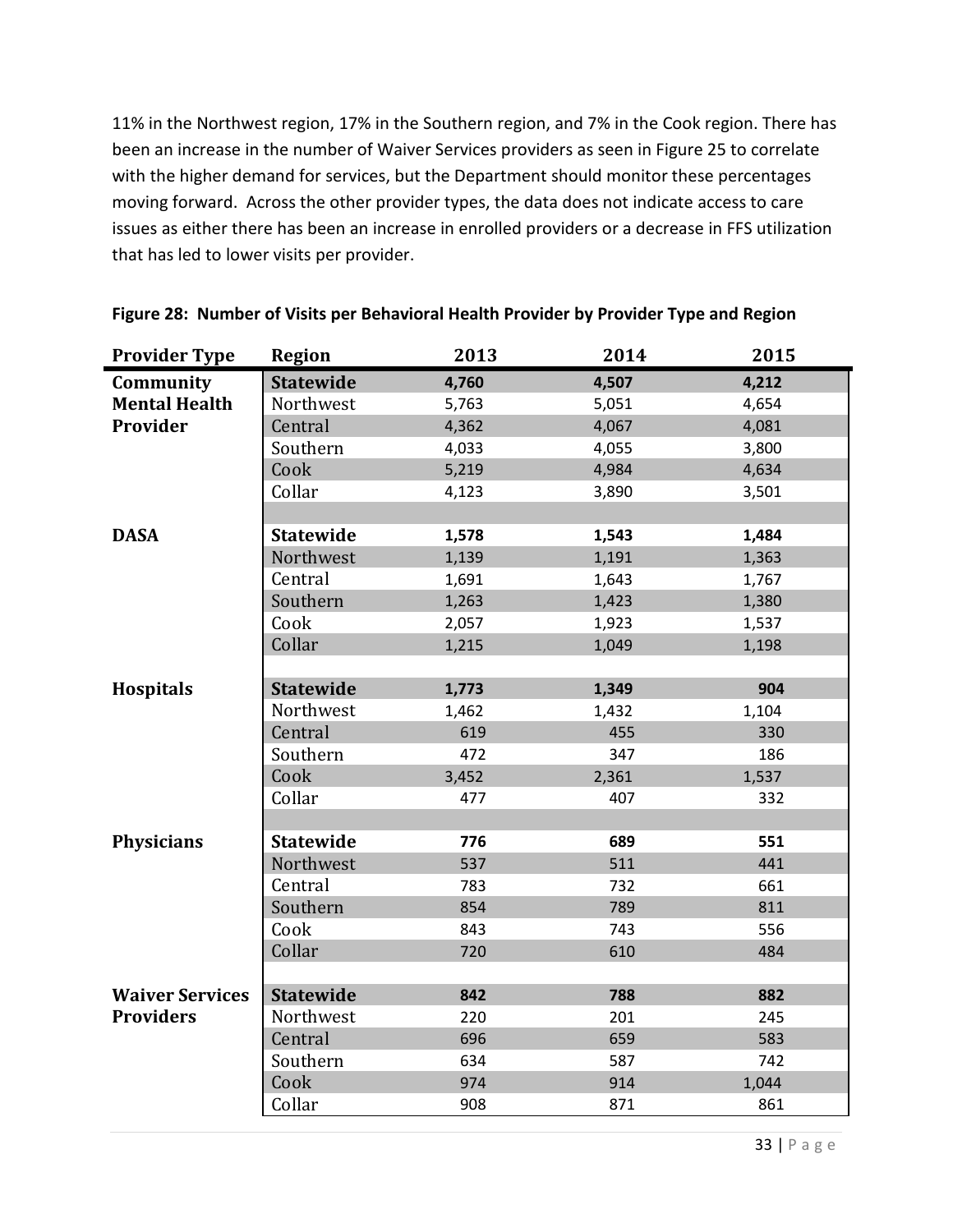11% in the Northwest region, 17% in the Southern region, and 7% in the Cook region. There has been an increase in the number of Waiver Services providers as seen in Figure 25 to correlate with the higher demand for services, but the Department should monitor these percentages moving forward. Across the other provider types, the data does not indicate access to care issues as either there has been an increase in enrolled providers or a decrease in FFS utilization that has led to lower visits per provider.

**Figure 28: Number of Visits per Behavioral Health Provider by Provider Type and Region**

| Provider Type | Region | 2013 | 2014 | 2015 |
|---|---|---|---|---|
| **Community Mental Health Provider** | **Statewide** | **4,760** | **4,507** | **4,212** |
| | Northwest | 5,763 | 5,051 | 4,654 |
| | Central | 4,362 | 4,067 | 4,081 |
| | Southern | 4,033 | 4,055 | 3,800 |
| | Cook | 5,219 | 4,984 | 4,634 |
| | Collar | 4,123 | 3,890 | 3,501 |
| **DASA** | **Statewide** | **1,578** | **1,543** | **1,484** |
| | Northwest | 1,139 | 1,191 | 1,363 |
| | Central | 1,691 | 1,643 | 1,767 |
| | Southern | 1,263 | 1,423 | 1,380 |
| | Cook | 2,057 | 1,923 | 1,537 |
| | Collar | 1,215 | 1,049 | 1,198 |
| **Hospitals** | **Statewide** | **1,773** | **1,349** | **904** |
| | Northwest | 1,462 | 1,432 | 1,104 |
| | Central | 619 | 455 | 330 |
| | Southern | 472 | 347 | 186 |
| | Cook | 3,452 | 2,361 | 1,537 |
| | Collar | 477 | 407 | 332 |
| **Physicians** | **Statewide** | **776** | **689** | **551** |
| | Northwest | 537 | 511 | 441 |
| | Central | 783 | 732 | 661 |
| | Southern | 854 | 789 | 811 |
| | Cook | 843 | 743 | 556 |
| | Collar | 720 | 610 | 484 |
| **Waiver Services Providers** | **Statewide** | **842** | **788** | **882** |
| | Northwest | 220 | 201 | 245 |
| | Central | 696 | 659 | 583 |
| | Southern | 634 | 587 | 742 |
| | Cook | 974 | 914 | 1,044 |
| | Collar | 908 | 871 | 861 |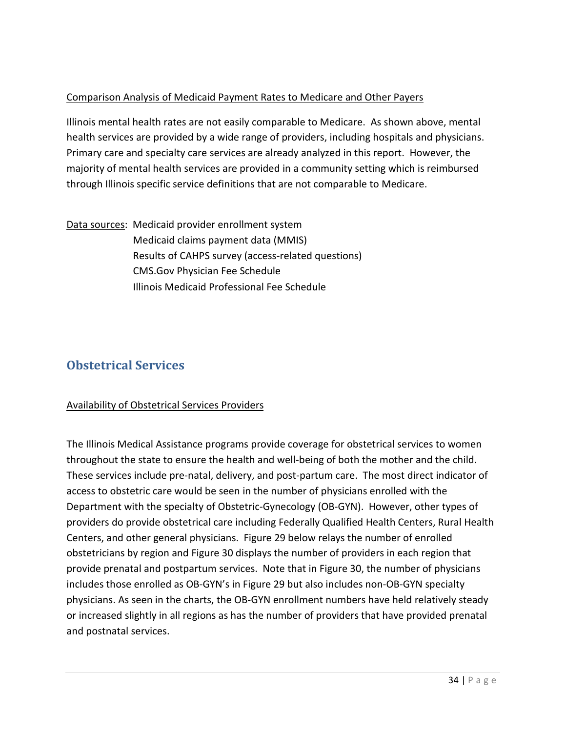Comparison Analysis of Medicaid Payment Rates to Medicare and Other Payers

Illinois mental health rates are not easily comparable to Medicare. As shown above, mental health services are provided by a wide range of providers, including hospitals and physicians. Primary care and specialty care services are already analyzed in this report. However, the majority of mental health services are provided in a community setting which is reimbursed through Illinois specific service definitions that are not comparable to Medicare.

Data sources: Medicaid provider enrollment system
Medicaid claims payment data (MMIS)
Results of CAHPS survey (access-related questions)
CMS.Gov Physician Fee Schedule
Illinois Medicaid Professional Fee Schedule

## Obstetrical Services

Availability of Obstetrical Services Providers

The Illinois Medical Assistance programs provide coverage for obstetrical services to women throughout the state to ensure the health and well-being of both the mother and the child. These services include pre-natal, delivery, and post-partum care. The most direct indicator of access to obstetric care would be seen in the number of physicians enrolled with the Department with the specialty of Obstetric-Gynecology (OB-GYN). However, other types of providers do provide obstetrical care including Federally Qualified Health Centers, Rural Health Centers, and other general physicians. Figure 29 below relays the number of enrolled obstetricians by region and Figure 30 displays the number of providers in each region that provide prenatal and postpartum services. Note that in Figure 30, the number of physicians includes those enrolled as OB-GYN's in Figure 29 but also includes non-OB-GYN specialty physicians. As seen in the charts, the OB-GYN enrollment numbers have held relatively steady or increased slightly in all regions as has the number of providers that have provided prenatal and postnatal services.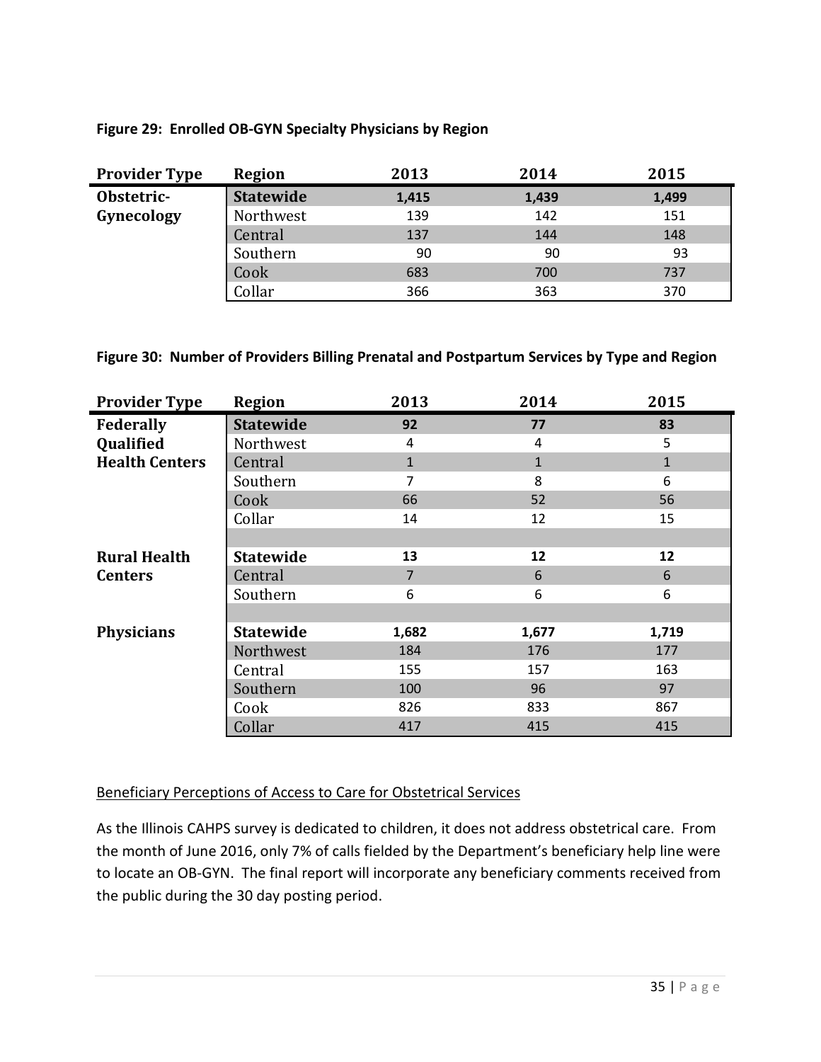**Figure 29: Enrolled OB-GYN Specialty Physicians by Region**

| Provider Type | Region | 2013 | 2014 | 2015 |
|---|---|---|---|---|
| **Obstetric-Gynecology** | **Statewide** | **1,415** | **1,439** | **1,499** |
| | Northwest | 139 | 142 | 151 |
| | Central | 137 | 144 | 148 |
| | Southern | 90 | 90 | 93 |
| | Cook | 683 | 700 | 737 |
| | Collar | 366 | 363 | 370 |

**Figure 30: Number of Providers Billing Prenatal and Postpartum Services by Type and Region**

| Provider Type | Region | 2013 | 2014 | 2015 |
|---|---|---|---|---|
| **Federally Qualified Health Centers** | **Statewide** | **92** | **77** | **83** |
| | Northwest | 4 | 4 | 5 |
| | Central | 1 | 1 | 1 |
| | Southern | 7 | 8 | 6 |
| | Cook | 66 | 52 | 56 |
| | Collar | 14 | 12 | 15 |
| | | | | |
| **Rural Health Centers** | **Statewide** | **13** | **12** | **12** |
| | Central | 7 | 6 | 6 |
| | Southern | 6 | 6 | 6 |
| | | | | |
| **Physicians** | **Statewide** | **1,682** | **1,677** | **1,719** |
| | Northwest | 184 | 176 | 177 |
| | Central | 155 | 157 | 163 |
| | Southern | 100 | 96 | 97 |
| | Cook | 826 | 833 | 867 |
| | Collar | 417 | 415 | 415 |

Beneficiary Perceptions of Access to Care for Obstetrical Services

As the Illinois CAHPS survey is dedicated to children, it does not address obstetrical care. From the month of June 2016, only 7% of calls fielded by the Department's beneficiary help line were to locate an OB-GYN. The final report will incorporate any beneficiary comments received from the public during the 30 day posting period.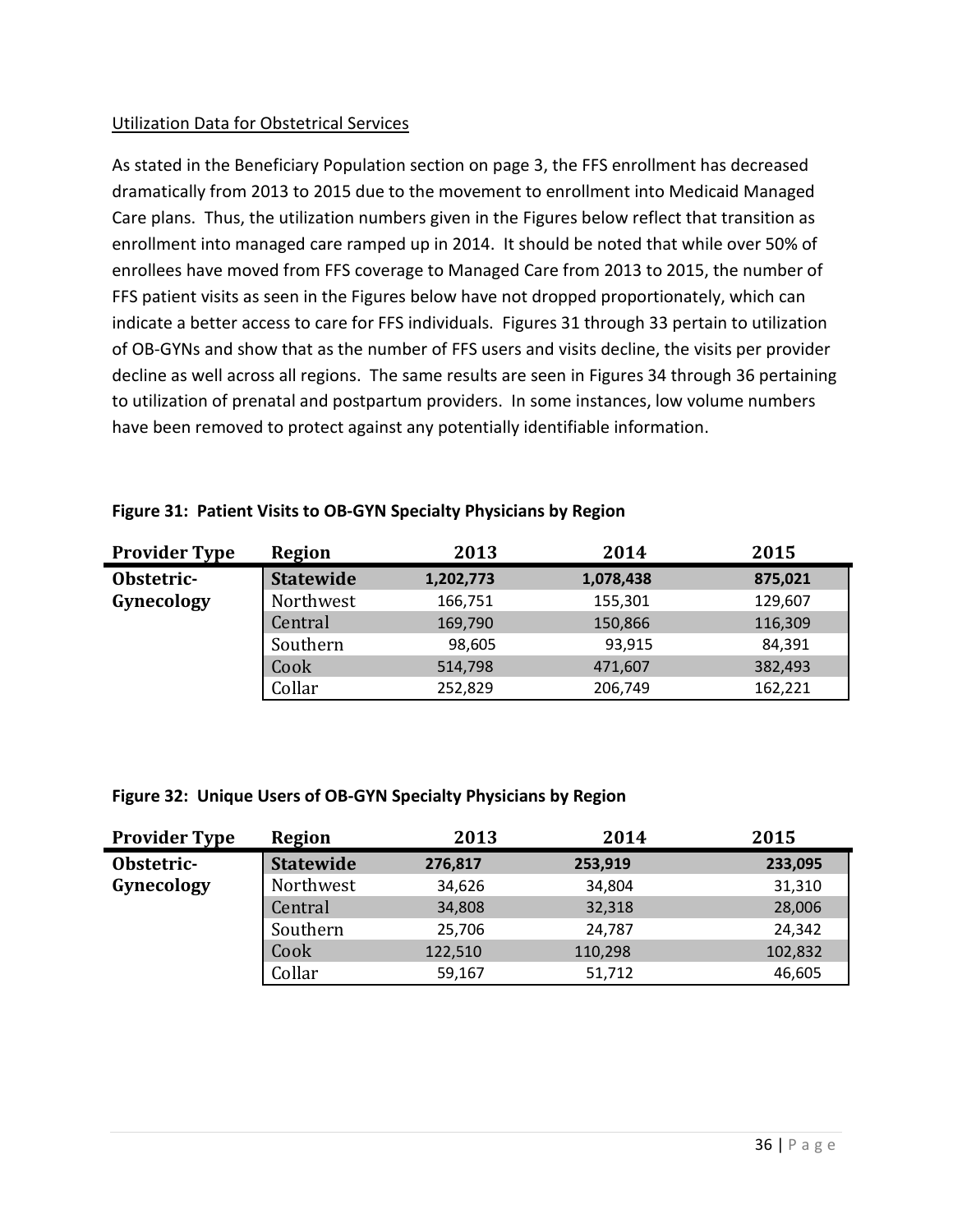Utilization Data for Obstetrical Services

As stated in the Beneficiary Population section on page 3, the FFS enrollment has decreased dramatically from 2013 to 2015 due to the movement to enrollment into Medicaid Managed Care plans. Thus, the utilization numbers given in the Figures below reflect that transition as enrollment into managed care ramped up in 2014. It should be noted that while over 50% of enrollees have moved from FFS coverage to Managed Care from 2013 to 2015, the number of FFS patient visits as seen in the Figures below have not dropped proportionately, which can indicate a better access to care for FFS individuals. Figures 31 through 33 pertain to utilization of OB-GYNs and show that as the number of FFS users and visits decline, the visits per provider decline as well across all regions. The same results are seen in Figures 34 through 36 pertaining to utilization of prenatal and postpartum providers. In some instances, low volume numbers have been removed to protect against any potentially identifiable information.

**Figure 31: Patient Visits to OB-GYN Specialty Physicians by Region**

| Provider Type | Region | 2013 | 2014 | 2015 |
|---|---|---|---|---|
| **Obstetric-Gynecology** | **Statewide** | **1,202,773** | **1,078,438** | **875,021** |
| | Northwest | 166,751 | 155,301 | 129,607 |
| | Central | 169,790 | 150,866 | 116,309 |
| | Southern | 98,605 | 93,915 | 84,391 |
| | Cook | 514,798 | 471,607 | 382,493 |
| | Collar | 252,829 | 206,749 | 162,221 |

**Figure 32: Unique Users of OB-GYN Specialty Physicians by Region**

| Provider Type | Region | 2013 | 2014 | 2015 |
|---|---|---|---|---|
| **Obstetric-Gynecology** | **Statewide** | **276,817** | **253,919** | **233,095** |
| | Northwest | 34,626 | 34,804 | 31,310 |
| | Central | 34,808 | 32,318 | 28,006 |
| | Southern | 25,706 | 24,787 | 24,342 |
| | Cook | 122,510 | 110,298 | 102,832 |
| | Collar | 59,167 | 51,712 | 46,605 |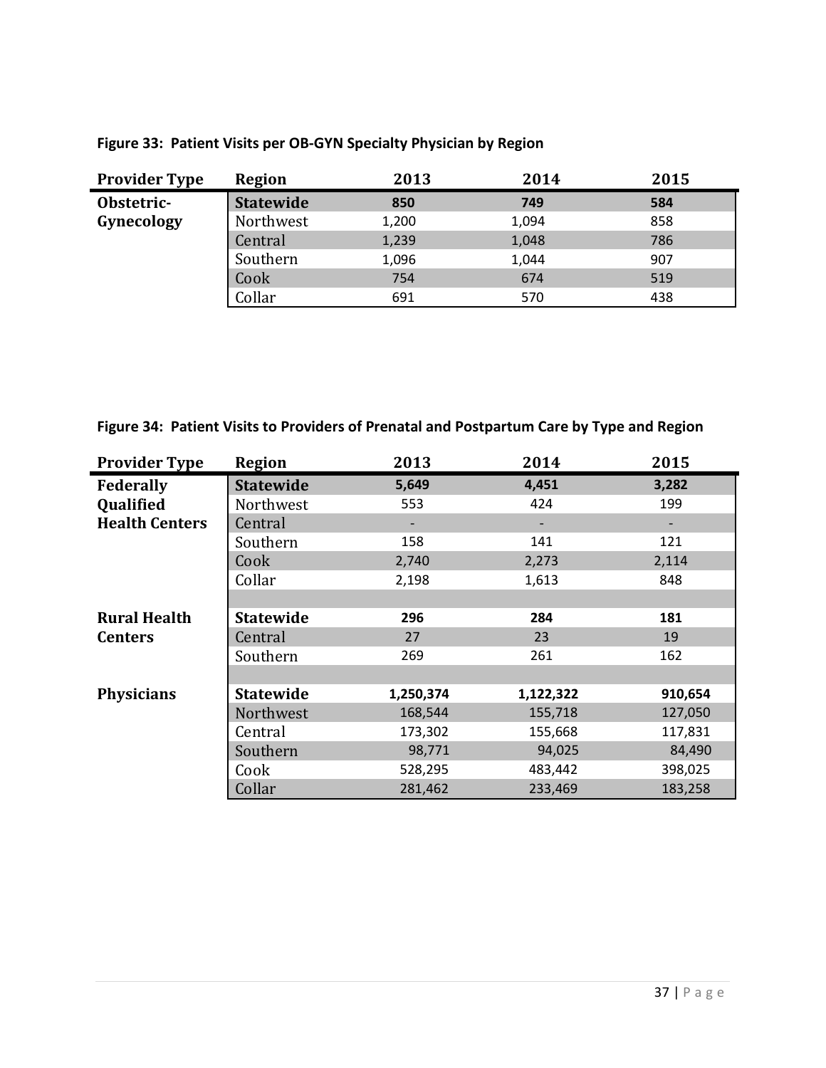**Figure 33: Patient Visits per OB-GYN Specialty Physician by Region**

| Provider Type | Region | 2013 | 2014 | 2015 |
|---|---|---|---|---|
| Obstetric-Gynecology | **Statewide** | **850** | **749** | **584** |
| | Northwest | 1,200 | 1,094 | 858 |
| | Central | 1,239 | 1,048 | 786 |
| | Southern | 1,096 | 1,044 | 907 |
| | Cook | 754 | 674 | 519 |
| | Collar | 691 | 570 | 438 |

**Figure 34: Patient Visits to Providers of Prenatal and Postpartum Care by Type and Region**

| Provider Type | Region | 2013 | 2014 | 2015 |
|---|---|---|---|---|
| Federally Qualified Health Centers | **Statewide** | **5,649** | **4,451** | **3,282** |
| | Northwest | 553 | 424 | 199 |
| | Central | - | - | - |
| | Southern | 158 | 141 | 121 |
| | Cook | 2,740 | 2,273 | 2,114 |
| | Collar | 2,198 | 1,613 | 848 |
| | | | | |
| Rural Health Centers | **Statewide** | **296** | **284** | **181** |
| | Central | 27 | 23 | 19 |
| | Southern | 269 | 261 | 162 |
| | | | | |
| Physicians | **Statewide** | **1,250,374** | **1,122,322** | **910,654** |
| | Northwest | 168,544 | 155,718 | 127,050 |
| | Central | 173,302 | 155,668 | 117,831 |
| | Southern | 98,771 | 94,025 | 84,490 |
| | Cook | 528,295 | 483,442 | 398,025 |
| | Collar | 281,462 | 233,469 | 183,258 |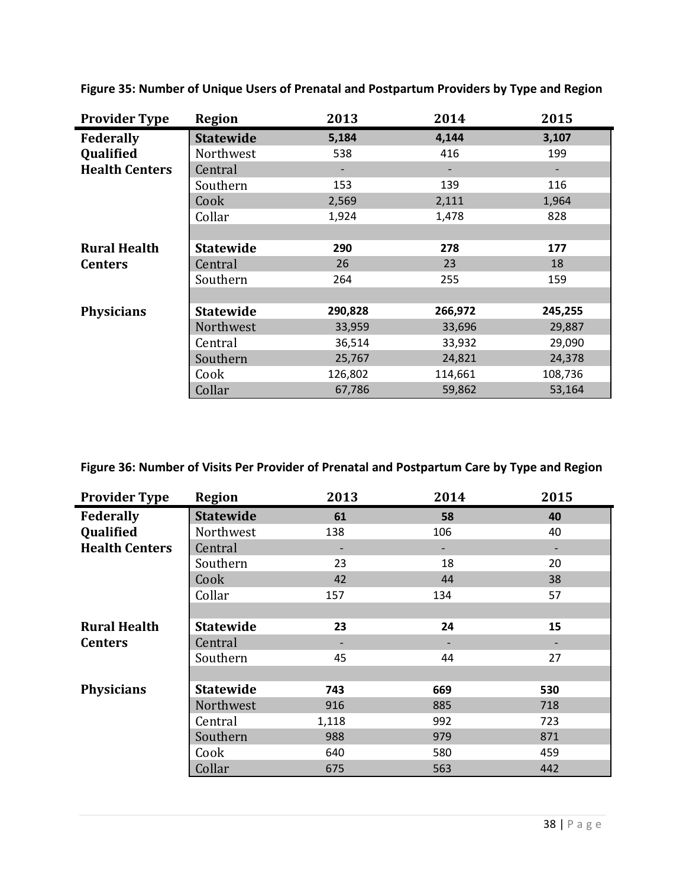**Figure 35: Number of Unique Users of Prenatal and Postpartum Providers by Type and Region**

| Provider Type | Region | 2013 | 2014 | 2015 |
|---|---|---|---|---|
| **Federally Qualified Health Centers** | **Statewide** | **5,184** | **4,144** | **3,107** |
| | Northwest | 538 | 416 | 199 |
| | Central | - | - | - |
| | Southern | 153 | 139 | 116 |
| | Cook | 2,569 | 2,111 | 1,964 |
| | Collar | 1,924 | 1,478 | 828 |
| | | | | |
| **Rural Health Centers** | **Statewide** | **290** | **278** | **177** |
| | Central | 26 | 23 | 18 |
| | Southern | 264 | 255 | 159 |
| | | | | |
| **Physicians** | **Statewide** | **290,828** | **266,972** | **245,255** |
| | Northwest | 33,959 | 33,696 | 29,887 |
| | Central | 36,514 | 33,932 | 29,090 |
| | Southern | 25,767 | 24,821 | 24,378 |
| | Cook | 126,802 | 114,661 | 108,736 |
| | Collar | 67,786 | 59,862 | 53,164 |

**Figure 36: Number of Visits Per Provider of Prenatal and Postpartum Care by Type and Region**

| Provider Type | Region | 2013 | 2014 | 2015 |
|---|---|---|---|---|
| **Federally Qualified Health Centers** | **Statewide** | **61** | **58** | **40** |
| | Northwest | 138 | 106 | 40 |
| | Central | - | - | - |
| | Southern | 23 | 18 | 20 |
| | Cook | 42 | 44 | 38 |
| | Collar | 157 | 134 | 57 |
| | | | | |
| **Rural Health Centers** | **Statewide** | **23** | **24** | **15** |
| | Central | - | - | - |
| | Southern | 45 | 44 | 27 |
| | | | | |
| **Physicians** | **Statewide** | **743** | **669** | **530** |
| | Northwest | 916 | 885 | 718 |
| | Central | 1,118 | 992 | 723 |
| | Southern | 988 | 979 | 871 |
| | Cook | 640 | 580 | 459 |
| | Collar | 675 | 563 | 442 |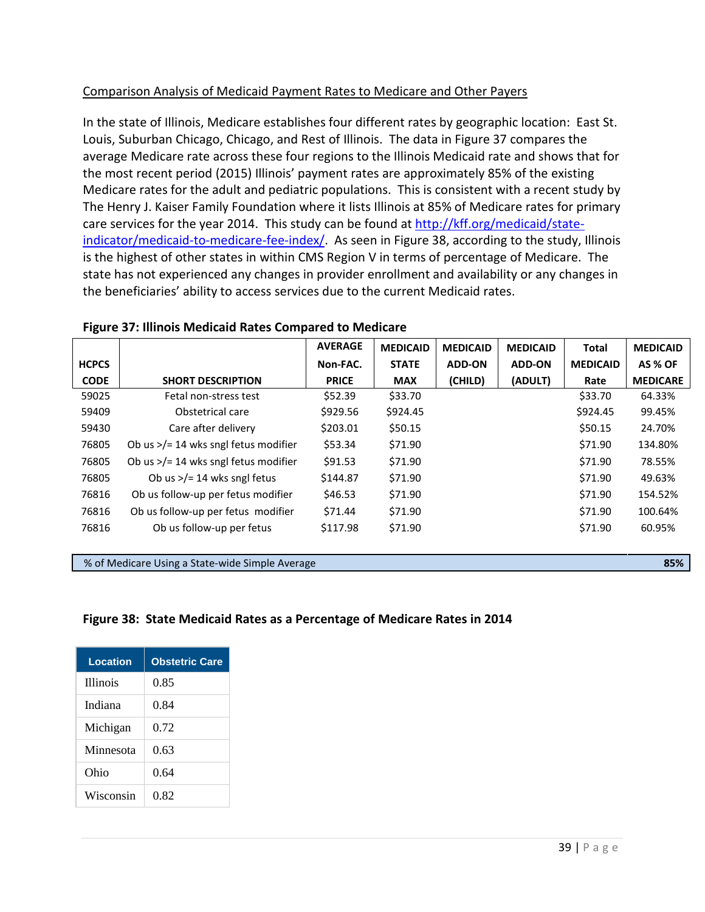<u>Comparison Analysis of Medicaid Payment Rates to Medicare and Other Payers</u>

In the state of Illinois, Medicare establishes four different rates by geographic location: East St. Louis, Suburban Chicago, Chicago, and Rest of Illinois. The data in Figure 37 compares the average Medicare rate across these four regions to the Illinois Medicaid rate and shows that for the most recent period (2015) Illinois' payment rates are approximately 85% of the existing Medicare rates for the adult and pediatric populations. This is consistent with a recent study by The Henry J. Kaiser Family Foundation where it lists Illinois at 85% of Medicare rates for primary care services for the year 2014. This study can be found at [http://kff.org/medicaid/state-indicator/medicaid-to-medicare-fee-index/](http://kff.org/medicaid/state-indicator/medicaid-to-medicare-fee-index/). As seen in Figure 38, according to the study, Illinois is the highest of other states in within CMS Region V in terms of percentage of Medicare. The state has not experienced any changes in provider enrollment and availability or any changes in the beneficiaries' ability to access services due to the current Medicaid rates.

**Figure 37: Illinois Medicaid Rates Compared to Medicare**

| HCPCS CODE | SHORT DESCRIPTION | AVERAGE Non-FAC. PRICE | MEDICAID STATE MAX | MEDICAID ADD-ON (CHILD) | MEDICAID ADD-ON (ADULT) | Total MEDICAID Rate | MEDICAID AS % OF MEDICARE |
|---|---|---|---|---|---|---|---|
| 59025 | Fetal non-stress test | $52.39 | $33.70 | | | $33.70 | 64.33% |
| 59409 | Obstetrical care | $929.56 | $924.45 | | | $924.45 | 99.45% |
| 59430 | Care after delivery | $203.01 | $50.15 | | | $50.15 | 24.70% |
| 76805 | Ob us >/= 14 wks sngl fetus modifier | $53.34 | $71.90 | | | $71.90 | 134.80% |
| 76805 | Ob us >/= 14 wks sngl fetus modifier | $91.53 | $71.90 | | | $71.90 | 78.55% |
| 76805 | Ob us >/= 14 wks sngl fetus | $144.87 | $71.90 | | | $71.90 | 49.63% |
| 76816 | Ob us follow-up per fetus modifier | $46.53 | $71.90 | | | $71.90 | 154.52% |
| 76816 | Ob us follow-up per fetus modifier | $71.44 | $71.90 | | | $71.90 | 100.64% |
| 76816 | Ob us follow-up per fetus | $117.98 | $71.90 | | | $71.90 | 60.95% |
| % of Medicare Using a State-wide Simple Average | | | | | | | 85% |

**Figure 38: State Medicaid Rates as a Percentage of Medicare Rates in 2014**

| Location | Obstetric Care |
|---|---|
| Illinois | 0.85 |
| Indiana | 0.84 |
| Michigan | 0.72 |
| Minnesota | 0.63 |
| Ohio | 0.64 |
| Wisconsin | 0.82 |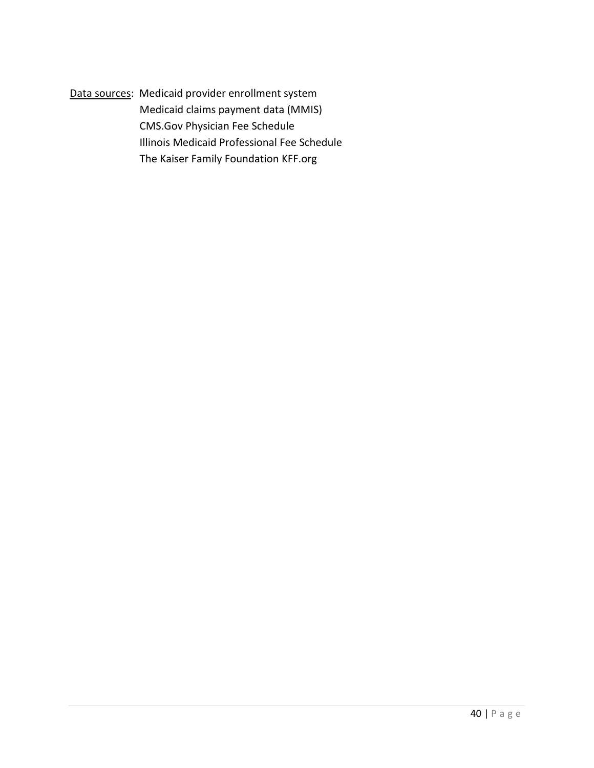<u>Data sources</u>: Medicaid provider enrollment system
Medicaid claims payment data (MMIS)
CMS.Gov Physician Fee Schedule
Illinois Medicaid Professional Fee Schedule
The Kaiser Family Foundation KFF.org